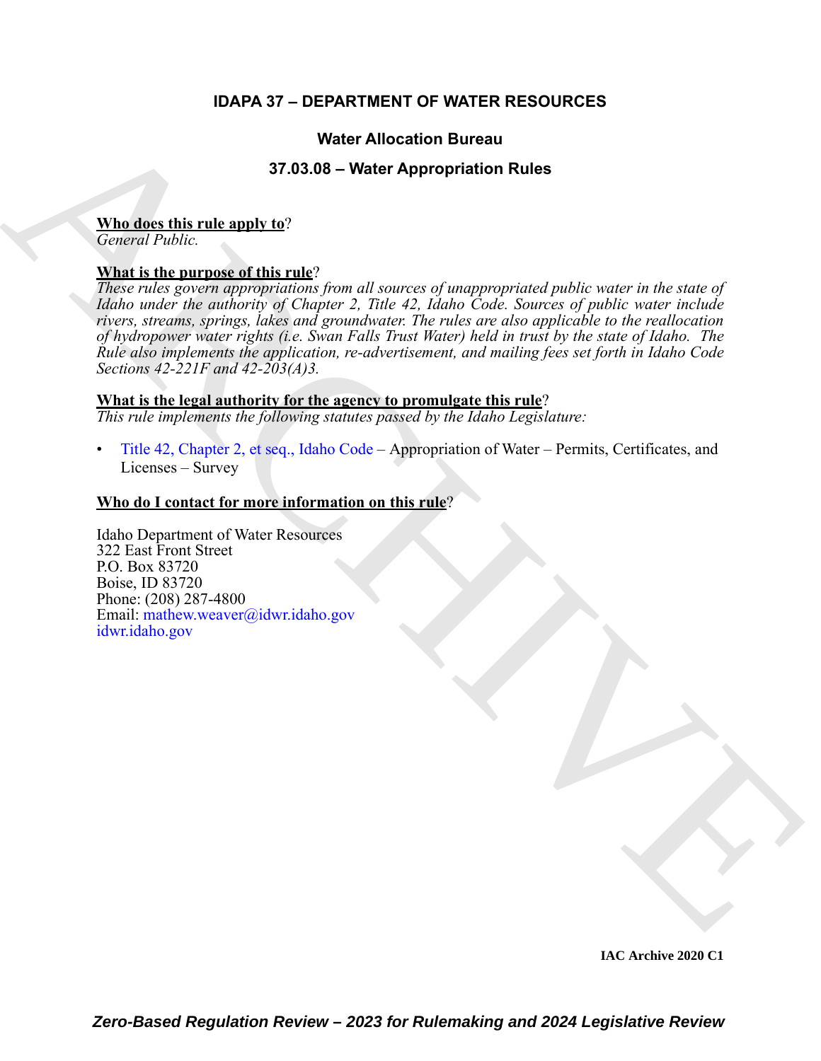# IDAPA 37 – DEPARTMENT OF WATER RESOURCES

## Water Allocation Bureau

## 37.03.08 – Water Appropriation Rules

**Who does this rule apply to**?

*General Public.*

**What is the purpose of this rule**?

*These rules govern appropriations from all sources of unappropriated public water in the state of Idaho under the authority of Chapter 2, Title 42, Idaho Code. Sources of public water include rivers, streams, springs, lakes and groundwater. The rules are also applicable to the reallocation of hydropower water rights (i.e. Swan Falls Trust Water) held in trust by the state of Idaho. The Rule also implements the application, re-advertisement, and mailing fees set forth in Idaho Code Sections 42-221F and 42-203(A)3.*

**What is the legal authority for the agency to promulgate this rule**?

*This rule implements the following statutes passed by the Idaho Legislature:*

- Title 42, Chapter 2, et seq., Idaho Code – Appropriation of Water – Permits, Certificates, and Licenses – Survey

**Who do I contact for more information on this rule**?

Idaho Department of Water Resources
322 East Front Street
P.O. Box 83720
Boise, ID 83720
Phone: (208) 287-4800
Email: mathew.weaver@idwr.idaho.gov
idwr.idaho.gov

IAC Archive 2020 C1

*Zero-Based Regulation Review – 2023 for Rulemaking and 2024 Legislative Review*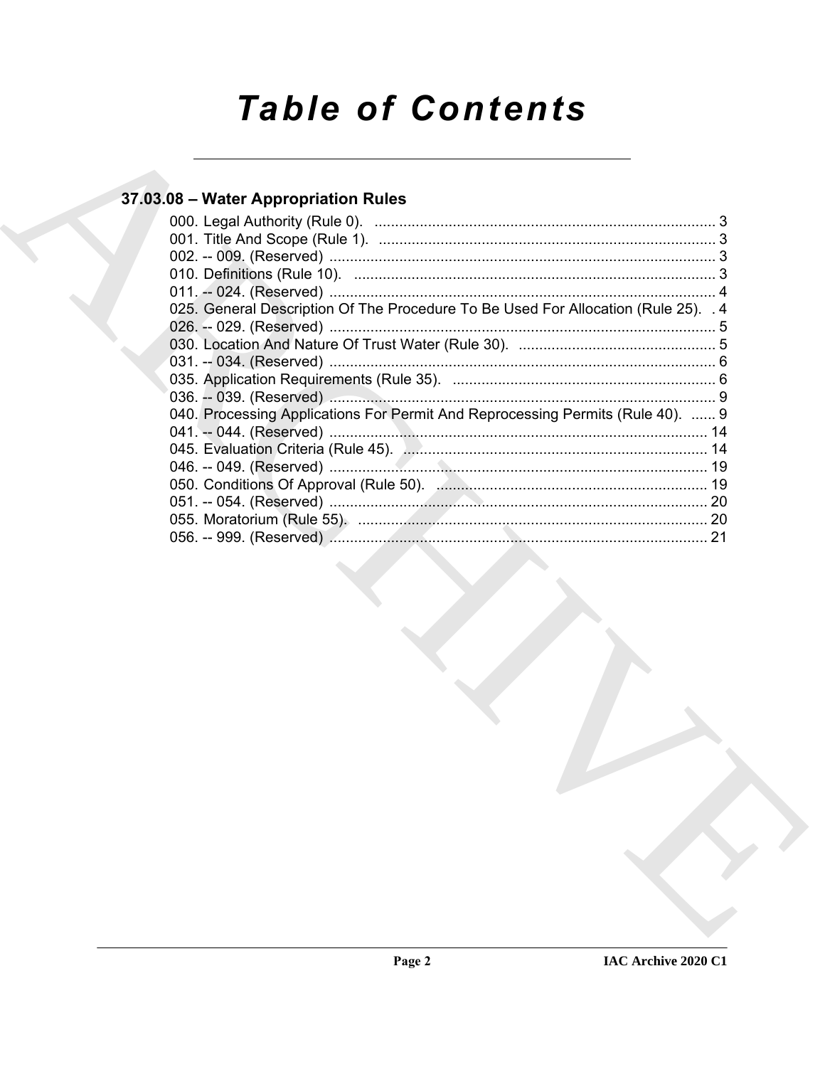# Table of Contents

## 37.03.08 – Water Appropriation Rules

000. Legal Authority (Rule 0). ........................................................................................ 3
001. Title And Scope (Rule 1). ....................................................................................... 3
002. -- 009. (Reserved) ................................................................................................ 3
010. Definitions (Rule 10). ............................................................................................ 3
011. -- 024. (Reserved) ................................................................................................ 4
025. General Description Of The Procedure To Be Used For Allocation (Rule 25). . 4
026. -- 029. (Reserved) ................................................................................................ 5
030. Location And Nature Of Trust Water (Rule 30). ................................................. 5
031. -- 034. (Reserved) ................................................................................................ 6
035. Application Requirements (Rule 35). ................................................................. 6
036. -- 039. (Reserved) ................................................................................................ 9
040. Processing Applications For Permit And Reprocessing Permits (Rule 40). ...... 9
041. -- 044. (Reserved) .............................................................................................. 14
045. Evaluation Criteria (Rule 45). ........................................................................... 14
046. -- 049. (Reserved) .............................................................................................. 19
050. Conditions Of Approval (Rule 50). ................................................................... 19
051. -- 054. (Reserved) .............................................................................................. 20
055. Moratorium (Rule 55). ...................................................................................... 20
056. -- 999. (Reserved) .............................................................................................. 21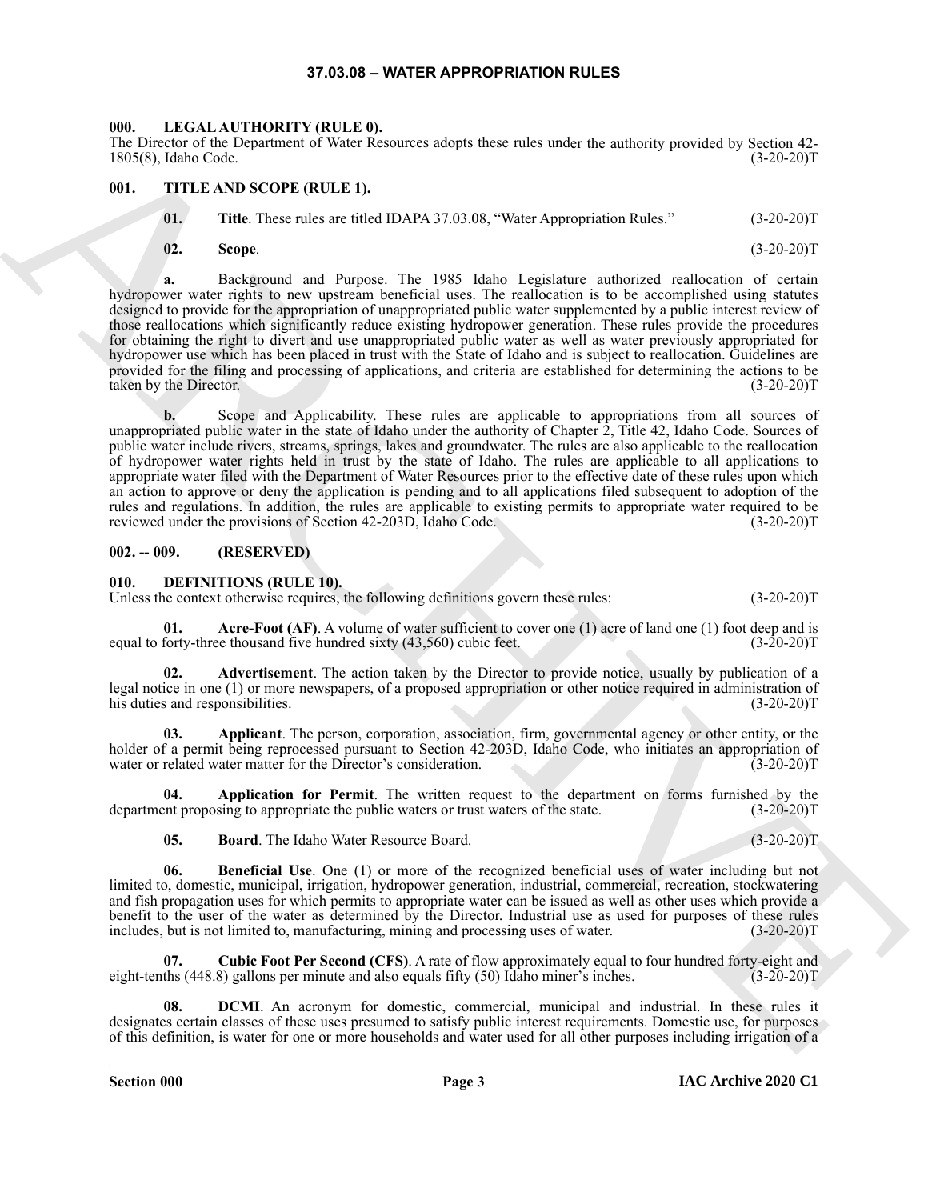# 37.03.08 – WATER APPROPRIATION RULES

## 000. LEGAL AUTHORITY (RULE 0).

The Director of the Department of Water Resources adopts these rules under the authority provided by Section 42-1805(8), Idaho Code. (3-20-20)T

## 001. TITLE AND SCOPE (RULE 1).

**01. Title**. These rules are titled IDAPA 37.03.08, "Water Appropriation Rules." (3-20-20)T

**02. Scope**. (3-20-20)T

**a.** Background and Purpose. The 1985 Idaho Legislature authorized reallocation of certain hydropower water rights to new upstream beneficial uses. The reallocation is to be accomplished using statutes designed to provide for the appropriation of unappropriated public water supplemented by a public interest review of those reallocations which significantly reduce existing hydropower generation. These rules provide the procedures for obtaining the right to divert and use unappropriated public water as well as water previously appropriated for hydropower use which has been placed in trust with the State of Idaho and is subject to reallocation. Guidelines are provided for the filing and processing of applications, and criteria are established for determining the actions to be taken by the Director. (3-20-20)T

**b.** Scope and Applicability. These rules are applicable to appropriations from all sources of unappropriated public water in the state of Idaho under the authority of Chapter 2, Title 42, Idaho Code. Sources of public water include rivers, streams, springs, lakes and groundwater. The rules are also applicable to the reallocation of hydropower water rights held in trust by the state of Idaho. The rules are applicable to all applications to appropriate water filed with the Department of Water Resources prior to the effective date of these rules upon which an action to approve or deny the application is pending and to all applications filed subsequent to adoption of the rules and regulations. In addition, the rules are applicable to existing permits to appropriate water required to be reviewed under the provisions of Section 42-203D, Idaho Code. (3-20-20)T

## 002. -- 009. (RESERVED)

## 010. DEFINITIONS (RULE 10).

Unless the context otherwise requires, the following definitions govern these rules: (3-20-20)T

**01. Acre-Foot (AF)**. A volume of water sufficient to cover one (1) acre of land one (1) foot deep and is equal to forty-three thousand five hundred sixty (43,560) cubic feet. (3-20-20)T

**02. Advertisement**. The action taken by the Director to provide notice, usually by publication of a legal notice in one (1) or more newspapers, of a proposed appropriation or other notice required in administration of his duties and responsibilities. (3-20-20)T

**03. Applicant**. The person, corporation, association, firm, governmental agency or other entity, or the holder of a permit being reprocessed pursuant to Section 42-203D, Idaho Code, who initiates an appropriation of water or related water matter for the Director's consideration. (3-20-20)T

**04. Application for Permit**. The written request to the department on forms furnished by the department proposing to appropriate the public waters or trust waters of the state. (3-20-20)T

**05. Board**. The Idaho Water Resource Board. (3-20-20)T

**06. Beneficial Use**. One (1) or more of the recognized beneficial uses of water including but not limited to, domestic, municipal, irrigation, hydropower generation, industrial, commercial, recreation, stockwatering and fish propagation uses for which permits to appropriate water can be issued as well as other uses which provide a benefit to the user of the water as determined by the Director. Industrial use as used for purposes of these rules includes, but is not limited to, manufacturing, mining and processing uses of water. (3-20-20)T

**07. Cubic Foot Per Second (CFS)**. A rate of flow approximately equal to four hundred forty-eight and eight-tenths (448.8) gallons per minute and also equals fifty (50) Idaho miner's inches. (3-20-20)T

**08. DCMI**. An acronym for domestic, commercial, municipal and industrial. In these rules it designates certain classes of these uses presumed to satisfy public interest requirements. Domestic use, for purposes of this definition, is water for one or more households and water used for all other purposes including irrigation of a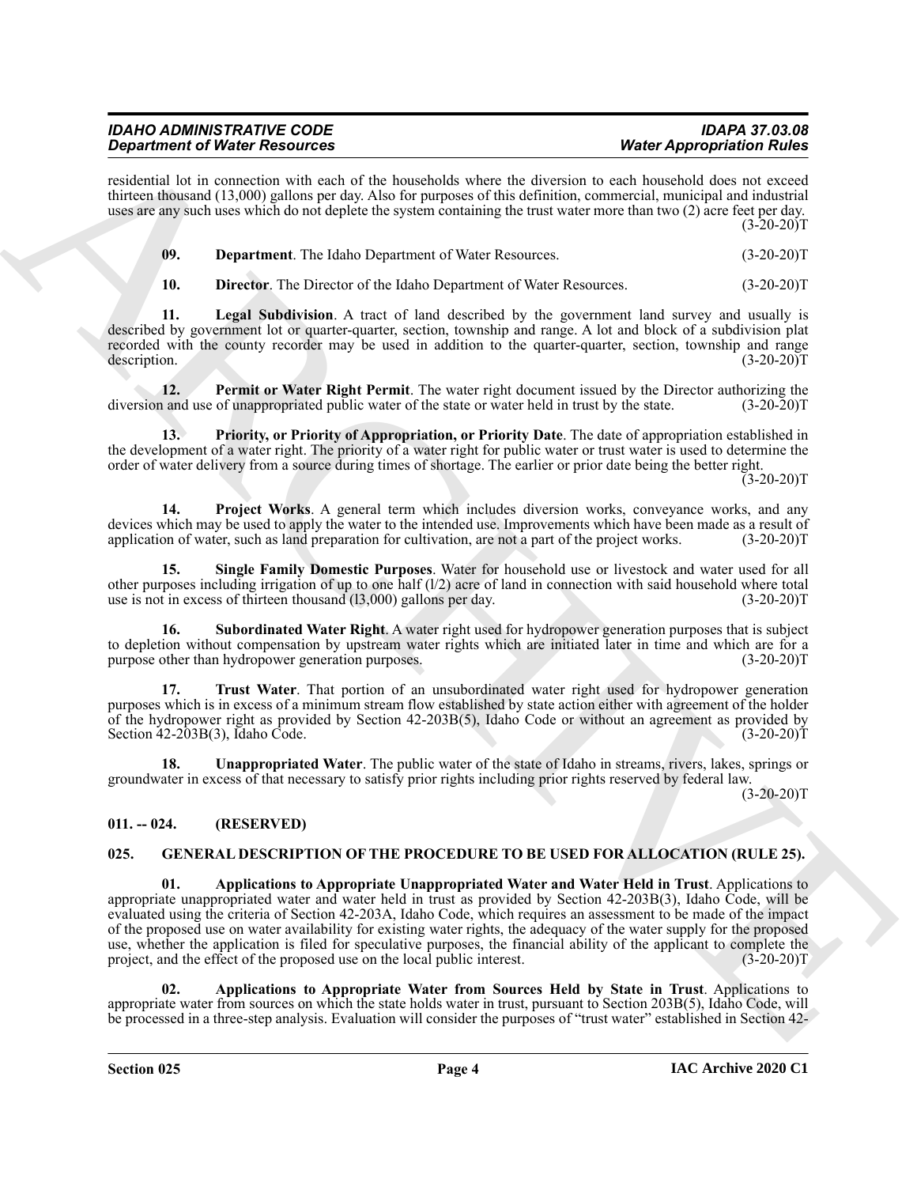residential lot in connection with each of the households where the diversion to each household does not exceed thirteen thousand (13,000) gallons per day. Also for purposes of this definition, commercial, municipal and industrial uses are any such uses which do not deplete the system containing the trust water more than two (2) acre feet per day. (3-20-20)T

**09. Department**. The Idaho Department of Water Resources. (3-20-20)T

**10. Director**. The Director of the Idaho Department of Water Resources. (3-20-20)T

**11. Legal Subdivision**. A tract of land described by the government land survey and usually is described by government lot or quarter-quarter, section, township and range. A lot and block of a subdivision plat recorded with the county recorder may be used in addition to the quarter-quarter, section, township and range description. (3-20-20)T

**12. Permit or Water Right Permit**. The water right document issued by the Director authorizing the diversion and use of unappropriated public water of the state or water held in trust by the state. (3-20-20)T

**13. Priority, or Priority of Appropriation, or Priority Date**. The date of appropriation established in the development of a water right. The priority of a water right for public water or trust water is used to determine the order of water delivery from a source during times of shortage. The earlier or prior date being the better right. (3-20-20)T

**14. Project Works**. A general term which includes diversion works, conveyance works, and any devices which may be used to apply the water to the intended use. Improvements which have been made as a result of application of water, such as land preparation for cultivation, are not a part of the project works. (3-20-20)T

**15. Single Family Domestic Purposes**. Water for household use or livestock and water used for all other purposes including irrigation of up to one half (l/2) acre of land in connection with said household where total use is not in excess of thirteen thousand (l3,000) gallons per day. (3-20-20)T

**16. Subordinated Water Right**. A water right used for hydropower generation purposes that is subject to depletion without compensation by upstream water rights which are initiated later in time and which are for a purpose other than hydropower generation purposes. (3-20-20)T

**17. Trust Water**. That portion of an unsubordinated water right used for hydropower generation purposes which is in excess of a minimum stream flow established by state action either with agreement of the holder of the hydropower right as provided by Section 42-203B(5), Idaho Code or without an agreement as provided by Section 42-203B(3), Idaho Code. (3-20-20)T

**18. Unappropriated Water**. The public water of the state of Idaho in streams, rivers, lakes, springs or groundwater in excess of that necessary to satisfy prior rights including prior rights reserved by federal law. (3-20-20)T

## 011. -- 024. (RESERVED)

## 025. GENERAL DESCRIPTION OF THE PROCEDURE TO BE USED FOR ALLOCATION (RULE 25).

**01. Applications to Appropriate Unappropriated Water and Water Held in Trust**. Applications to appropriate unappropriated water and water held in trust as provided by Section 42-203B(3), Idaho Code, will be evaluated using the criteria of Section 42-203A, Idaho Code, which requires an assessment to be made of the impact of the proposed use on water availability for existing water rights, the adequacy of the water supply for the proposed use, whether the application is filed for speculative purposes, the financial ability of the applicant to complete the project, and the effect of the proposed use on the local public interest. (3-20-20)T

**02. Applications to Appropriate Water from Sources Held by State in Trust**. Applications to appropriate water from sources on which the state holds water in trust, pursuant to Section 203B(5), Idaho Code, will be processed in a three-step analysis. Evaluation will consider the purposes of "trust water" established in Section 42-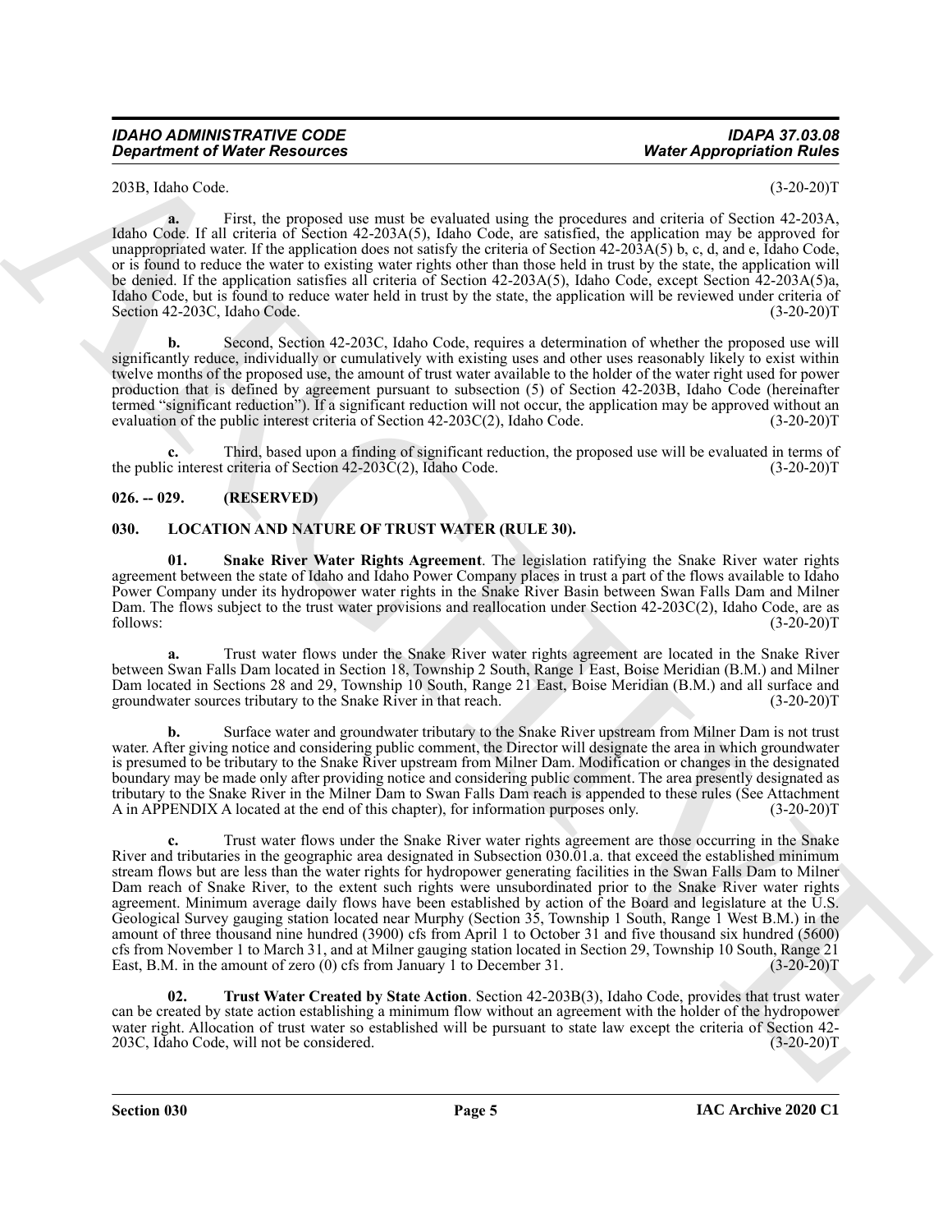203B, Idaho Code. (3-20-20)T

**a.** First, the proposed use must be evaluated using the procedures and criteria of Section 42-203A, Idaho Code. If all criteria of Section 42-203A(5), Idaho Code, are satisfied, the application may be approved for unappropriated water. If the application does not satisfy the criteria of Section 42-203A(5) b, c, d, and e, Idaho Code, or is found to reduce the water to existing water rights other than those held in trust by the state, the application will be denied. If the application satisfies all criteria of Section 42-203A(5), Idaho Code, except Section 42-203A(5)a, Idaho Code, but is found to reduce water held in trust by the state, the application will be reviewed under criteria of Section 42-203C, Idaho Code. (3-20-20)T

**b.** Second, Section 42-203C, Idaho Code, requires a determination of whether the proposed use will significantly reduce, individually or cumulatively with existing uses and other uses reasonably likely to exist within twelve months of the proposed use, the amount of trust water available to the holder of the water right used for power production that is defined by agreement pursuant to subsection (5) of Section 42-203B, Idaho Code (hereinafter termed "significant reduction"). If a significant reduction will not occur, the application may be approved without an evaluation of the public interest criteria of Section 42-203C(2), Idaho Code. (3-20-20)T

**c.** Third, based upon a finding of significant reduction, the proposed use will be evaluated in terms of the public interest criteria of Section 42-203C(2), Idaho Code. (3-20-20)T

## 026. -- 029. (RESERVED)

## 030. LOCATION AND NATURE OF TRUST WATER (RULE 30).

**01. Snake River Water Rights Agreement**. The legislation ratifying the Snake River water rights agreement between the state of Idaho and Idaho Power Company places in trust a part of the flows available to Idaho Power Company under its hydropower water rights in the Snake River Basin between Swan Falls Dam and Milner Dam. The flows subject to the trust water provisions and reallocation under Section 42-203C(2), Idaho Code, are as follows: (3-20-20)T

**a.** Trust water flows under the Snake River water rights agreement are located in the Snake River between Swan Falls Dam located in Section 18, Township 2 South, Range 1 East, Boise Meridian (B.M.) and Milner Dam located in Sections 28 and 29, Township 10 South, Range 21 East, Boise Meridian (B.M.) and all surface and groundwater sources tributary to the Snake River in that reach. (3-20-20)T

**b.** Surface water and groundwater tributary to the Snake River upstream from Milner Dam is not trust water. After giving notice and considering public comment, the Director will designate the area in which groundwater is presumed to be tributary to the Snake River upstream from Milner Dam. Modification or changes in the designated boundary may be made only after providing notice and considering public comment. The area presently designated as tributary to the Snake River in the Milner Dam to Swan Falls Dam reach is appended to these rules (See Attachment A in APPENDIX A located at the end of this chapter), for information purposes only. (3-20-20)T

**c.** Trust water flows under the Snake River water rights agreement are those occurring in the Snake River and tributaries in the geographic area designated in Subsection 030.01.a. that exceed the established minimum stream flows but are less than the water rights for hydropower generating facilities in the Swan Falls Dam to Milner Dam reach of Snake River, to the extent such rights were unsubordinated prior to the Snake River water rights agreement. Minimum average daily flows have been established by action of the Board and legislature at the U.S. Geological Survey gauging station located near Murphy (Section 35, Township 1 South, Range 1 West B.M.) in the amount of three thousand nine hundred (3900) cfs from April 1 to October 31 and five thousand six hundred (5600) cfs from November 1 to March 31, and at Milner gauging station located in Section 29, Township 10 South, Range 21 East, B.M. in the amount of zero (0) cfs from January 1 to December 31. (3-20-20)T

**02. Trust Water Created by State Action**. Section 42-203B(3), Idaho Code, provides that trust water can be created by state action establishing a minimum flow without an agreement with the holder of the hydropower water right. Allocation of trust water so established will be pursuant to state law except the criteria of Section 42-203C, Idaho Code, will not be considered. (3-20-20)T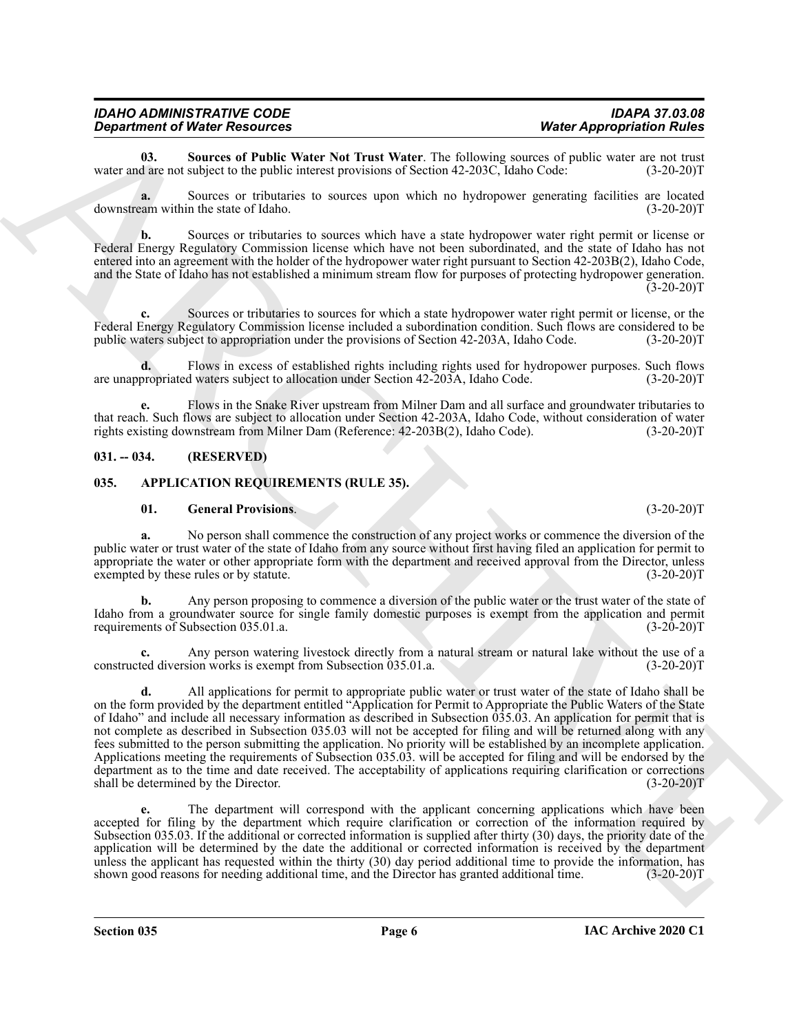**03. Sources of Public Water Not Trust Water**. The following sources of public water are not trust water and are not subject to the public interest provisions of Section 42-203C, Idaho Code: (3-20-20)T

**a.** Sources or tributaries to sources upon which no hydropower generating facilities are located downstream within the state of Idaho. (3-20-20)T

**b.** Sources or tributaries to sources which have a state hydropower water right permit or license or Federal Energy Regulatory Commission license which have not been subordinated, and the state of Idaho has not entered into an agreement with the holder of the hydropower water right pursuant to Section 42-203B(2), Idaho Code, and the State of Idaho has not established a minimum stream flow for purposes of protecting hydropower generation. (3-20-20)T

**c.** Sources or tributaries to sources for which a state hydropower water right permit or license, or the Federal Energy Regulatory Commission license included a subordination condition. Such flows are considered to be public waters subject to appropriation under the provisions of Section 42-203A, Idaho Code. (3-20-20)T

**d.** Flows in excess of established rights including rights used for hydropower purposes. Such flows are unappropriated waters subject to allocation under Section 42-203A, Idaho Code. (3-20-20)T

**e.** Flows in the Snake River upstream from Milner Dam and all surface and groundwater tributaries to that reach. Such flows are subject to allocation under Section 42-203A, Idaho Code, without consideration of water rights existing downstream from Milner Dam (Reference: 42-203B(2), Idaho Code). (3-20-20)T

## 031. -- 034. (RESERVED)

## 035. APPLICATION REQUIREMENTS (RULE 35).

**01. General Provisions**. (3-20-20)T

**a.** No person shall commence the construction of any project works or commence the diversion of the public water or trust water of the state of Idaho from any source without first having filed an application for permit to appropriate the water or other appropriate form with the department and received approval from the Director, unless exempted by these rules or by statute. (3-20-20)T

**b.** Any person proposing to commence a diversion of the public water or the trust water of the state of Idaho from a groundwater source for single family domestic purposes is exempt from the application and permit requirements of Subsection 035.01.a. (3-20-20)T

**c.** Any person watering livestock directly from a natural stream or natural lake without the use of a constructed diversion works is exempt from Subsection 035.01.a. (3-20-20)T

**d.** All applications for permit to appropriate public water or trust water of the state of Idaho shall be on the form provided by the department entitled "Application for Permit to Appropriate the Public Waters of the State of Idaho" and include all necessary information as described in Subsection 035.03. An application for permit that is not complete as described in Subsection 035.03 will not be accepted for filing and will be returned along with any fees submitted to the person submitting the application. No priority will be established by an incomplete application. Applications meeting the requirements of Subsection 035.03. will be accepted for filing and will be endorsed by the department as to the time and date received. The acceptability of applications requiring clarification or corrections shall be determined by the Director. (3-20-20)T

**e.** The department will correspond with the applicant concerning applications which have been accepted for filing by the department which require clarification or correction of the information required by Subsection 035.03. If the additional or corrected information is supplied after thirty (30) days, the priority date of the application will be determined by the date the additional or corrected information is received by the department unless the applicant has requested within the thirty (30) day period additional time to provide the information, has shown good reasons for needing additional time, and the Director has granted additional time. (3-20-20)T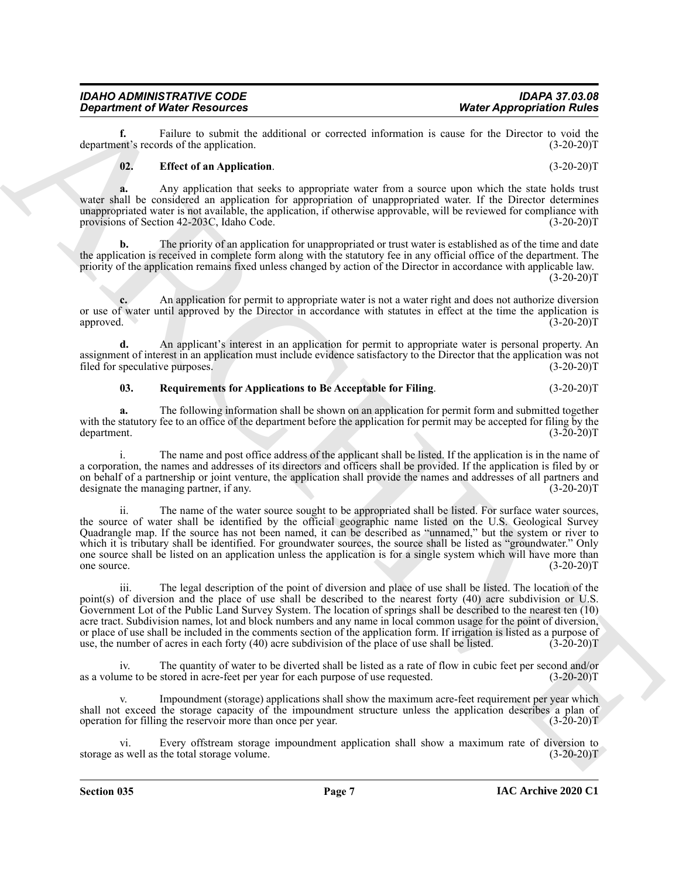**f.** Failure to submit the additional or corrected information is cause for the Director to void the department's records of the application. (3-20-20)T

**02. Effect of an Application**. (3-20-20)T

**a.** Any application that seeks to appropriate water from a source upon which the state holds trust water shall be considered an application for appropriation of unappropriated water. If the Director determines unappropriated water is not available, the application, if otherwise approvable, will be reviewed for compliance with provisions of Section 42-203C, Idaho Code. (3-20-20)T

**b.** The priority of an application for unappropriated or trust water is established as of the time and date the application is received in complete form along with the statutory fee in any official office of the department. The priority of the application remains fixed unless changed by action of the Director in accordance with applicable law. (3-20-20)T

**c.** An application for permit to appropriate water is not a water right and does not authorize diversion or use of water until approved by the Director in accordance with statutes in effect at the time the application is approved. (3-20-20)T

**d.** An applicant's interest in an application for permit to appropriate water is personal property. An assignment of interest in an application must include evidence satisfactory to the Director that the application was not filed for speculative purposes. (3-20-20)T

**03. Requirements for Applications to Be Acceptable for Filing**. (3-20-20)T

**a.** The following information shall be shown on an application for permit form and submitted together with the statutory fee to an office of the department before the application for permit may be accepted for filing by the department. (3-20-20)T

i. The name and post office address of the applicant shall be listed. If the application is in the name of a corporation, the names and addresses of its directors and officers shall be provided. If the application is filed by or on behalf of a partnership or joint venture, the application shall provide the names and addresses of all partners and designate the managing partner, if any. (3-20-20)T

ii. The name of the water source sought to be appropriated shall be listed. For surface water sources, the source of water shall be identified by the official geographic name listed on the U.S. Geological Survey Quadrangle map. If the source has not been named, it can be described as "unnamed," but the system or river to which it is tributary shall be identified. For groundwater sources, the source shall be listed as "groundwater." Only one source shall be listed on an application unless the application is for a single system which will have more than one source. (3-20-20)T

iii. The legal description of the point of diversion and place of use shall be listed. The location of the point(s) of diversion and the place of use shall be described to the nearest forty (40) acre subdivision or U.S. Government Lot of the Public Land Survey System. The location of springs shall be described to the nearest ten (10) acre tract. Subdivision names, lot and block numbers and any name in local common usage for the point of diversion, or place of use shall be included in the comments section of the application form. If irrigation is listed as a purpose of use, the number of acres in each forty (40) acre subdivision of the place of use shall be listed. (3-20-20)T

iv. The quantity of water to be diverted shall be listed as a rate of flow in cubic feet per second and/or as a volume to be stored in acre-feet per year for each purpose of use requested. (3-20-20)T

v. Impoundment (storage) applications shall show the maximum acre-feet requirement per year which shall not exceed the storage capacity of the impoundment structure unless the application describes a plan of operation for filling the reservoir more than once per year. (3-20-20)T

vi. Every offstream storage impoundment application shall show a maximum rate of diversion to storage as well as the total storage volume. (3-20-20)T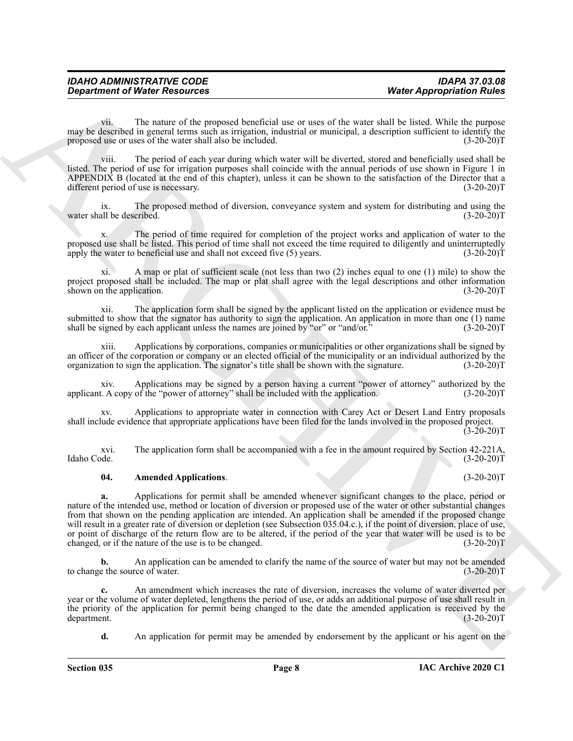vii. The nature of the proposed beneficial use or uses of the water shall be listed. While the purpose may be described in general terms such as irrigation, industrial or municipal, a description sufficient to identify the proposed use or uses of the water shall also be included. (3-20-20)T

viii. The period of each year during which water will be diverted, stored and beneficially used shall be listed. The period of use for irrigation purposes shall coincide with the annual periods of use shown in Figure 1 in APPENDIX B (located at the end of this chapter), unless it can be shown to the satisfaction of the Director that a different period of use is necessary. (3-20-20)T

ix. The proposed method of diversion, conveyance system and system for distributing and using the water shall be described. (3-20-20)T

x. The period of time required for completion of the project works and application of water to the proposed use shall be listed. This period of time shall not exceed the time required to diligently and uninterruptedly apply the water to beneficial use and shall not exceed five (5) years. (3-20-20)T

xi. A map or plat of sufficient scale (not less than two (2) inches equal to one (1) mile) to show the project proposed shall be included. The map or plat shall agree with the legal descriptions and other information shown on the application. (3-20-20)T

xii. The application form shall be signed by the applicant listed on the application or evidence must be submitted to show that the signator has authority to sign the application. An application in more than one (1) name shall be signed by each applicant unless the names are joined by "or" or "and/or." (3-20-20)T

xiii. Applications by corporations, companies or municipalities or other organizations shall be signed by an officer of the corporation or company or an elected official of the municipality or an individual authorized by the organization to sign the application. The signator's title shall be shown with the signature. (3-20-20)T

xiv. Applications may be signed by a person having a current "power of attorney" authorized by the applicant. A copy of the "power of attorney" shall be included with the application. (3-20-20)T

xv. Applications to appropriate water in connection with Carey Act or Desert Land Entry proposals shall include evidence that appropriate applications have been filed for the lands involved in the proposed project. (3-20-20)T

xvi. The application form shall be accompanied with a fee in the amount required by Section 42-221A, Idaho Code. (3-20-20)T

**04. Amended Applications**. (3-20-20)T

**a.** Applications for permit shall be amended whenever significant changes to the place, period or nature of the intended use, method or location of diversion or proposed use of the water or other substantial changes from that shown on the pending application are intended. An application shall be amended if the proposed change will result in a greater rate of diversion or depletion (see Subsection 035.04.c.), if the point of diversion, place of use, or point of discharge of the return flow are to be altered, if the period of the year that water will be used is to be changed, or if the nature of the use is to be changed. (3-20-20)T

**b.** An application can be amended to clarify the name of the source of water but may not be amended to change the source of water. (3-20-20)T

**c.** An amendment which increases the rate of diversion, increases the volume of water diverted per year or the volume of water depleted, lengthens the period of use, or adds an additional purpose of use shall result in the priority of the application for permit being changed to the date the amended application is received by the department. (3-20-20)T

**d.** An application for permit may be amended by endorsement by the applicant or his agent on the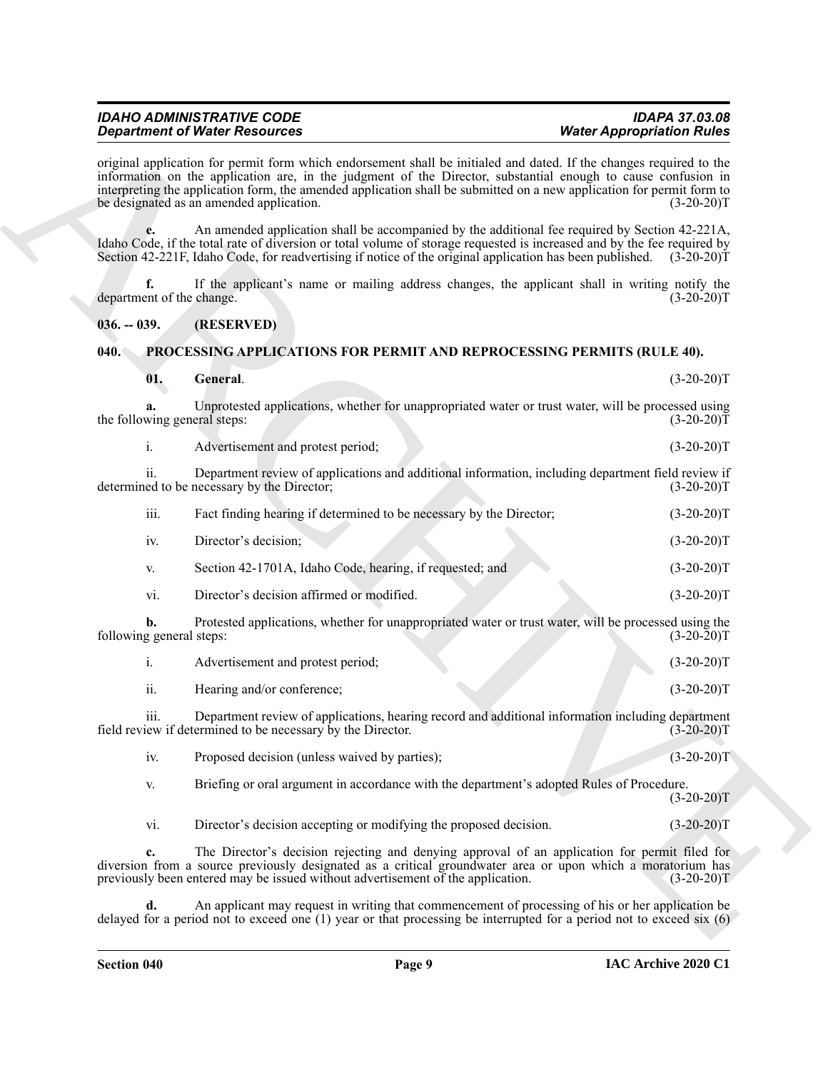original application for permit form which endorsement shall be initialed and dated. If the changes required to the information on the application are, in the judgment of the Director, substantial enough to cause confusion in interpreting the application form, the amended application shall be submitted on a new application for permit form to be designated as an amended application. (3-20-20)T

**e.** An amended application shall be accompanied by the additional fee required by Section 42-221A, Idaho Code, if the total rate of diversion or total volume of storage requested is increased and by the fee required by Section 42-221F, Idaho Code, for readvertising if notice of the original application has been published. (3-20-20)T

**f.** If the applicant's name or mailing address changes, the applicant shall in writing notify the department of the change. (3-20-20)T

## 036. -- 039. (RESERVED)

## 040. PROCESSING APPLICATIONS FOR PERMIT AND REPROCESSING PERMITS (RULE 40).

**01. General**. (3-20-20)T

**a.** Unprotested applications, whether for unappropriated water or trust water, will be processed using the following general steps: (3-20-20)T

i. Advertisement and protest period; (3-20-20)T

ii. Department review of applications and additional information, including department field review if determined to be necessary by the Director; (3-20-20)T

iii. Fact finding hearing if determined to be necessary by the Director; (3-20-20)T

iv. Director's decision; (3-20-20)T

v. Section 42-1701A, Idaho Code, hearing, if requested; and (3-20-20)T

vi. Director's decision affirmed or modified. (3-20-20)T

**b.** Protested applications, whether for unappropriated water or trust water, will be processed using the following general steps: (3-20-20)T

i. Advertisement and protest period; (3-20-20)T

ii. Hearing and/or conference; (3-20-20)T

iii. Department review of applications, hearing record and additional information including department field review if determined to be necessary by the Director. (3-20-20)T

iv. Proposed decision (unless waived by parties); (3-20-20)T

v. Briefing or oral argument in accordance with the department's adopted Rules of Procedure. (3-20-20)T

vi. Director's decision accepting or modifying the proposed decision. (3-20-20)T

**c.** The Director's decision rejecting and denying approval of an application for permit filed for diversion from a source previously designated as a critical groundwater area or upon which a moratorium has previously been entered may be issued without advertisement of the application. (3-20-20)T

**d.** An applicant may request in writing that commencement of processing of his or her application be delayed for a period not to exceed one (1) year or that processing be interrupted for a period not to exceed six (6)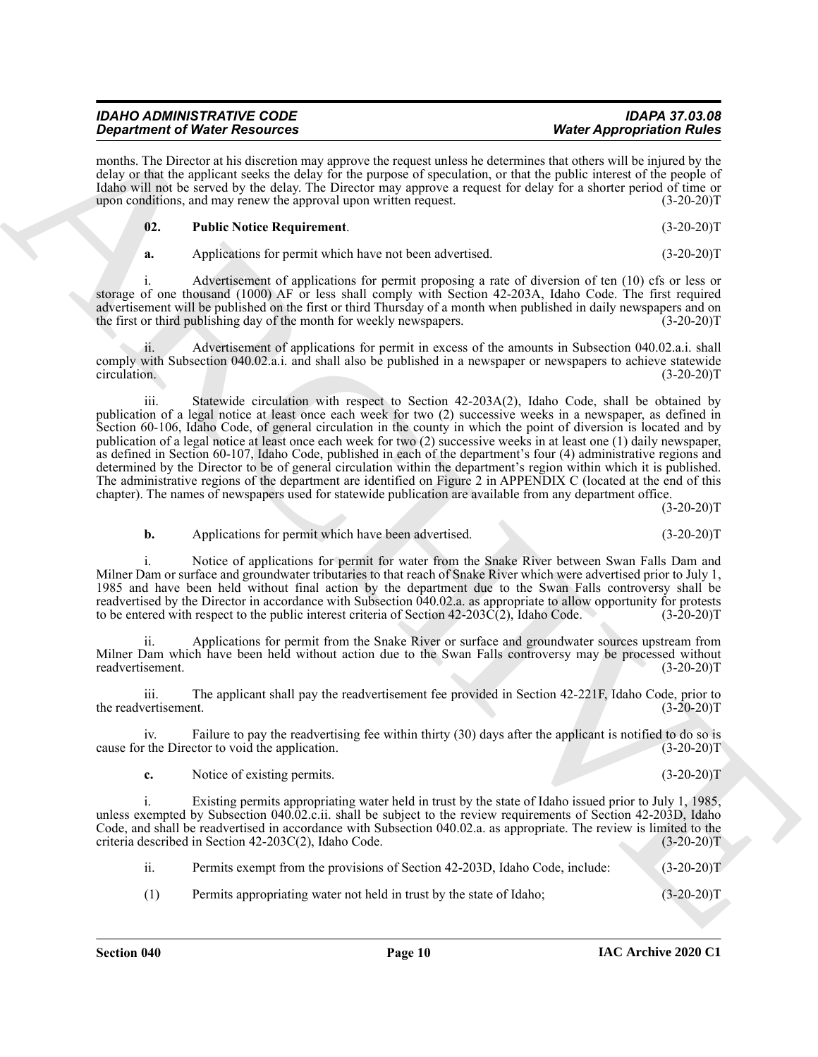months. The Director at his discretion may approve the request unless he determines that others will be injured by the delay or that the applicant seeks the delay for the purpose of speculation, or that the public interest of the people of Idaho will not be served by the delay. The Director may approve a request for delay for a shorter period of time or upon conditions, and may renew the approval upon written request. (3-20-20)T

**02. Public Notice Requirement**. (3-20-20)T

**a.** Applications for permit which have not been advertised. (3-20-20)T

i. Advertisement of applications for permit proposing a rate of diversion of ten (10) cfs or less or storage of one thousand (1000) AF or less shall comply with Section 42-203A, Idaho Code. The first required advertisement will be published on the first or third Thursday of a month when published in daily newspapers and on the first or third publishing day of the month for weekly newspapers. (3-20-20)T

ii. Advertisement of applications for permit in excess of the amounts in Subsection 040.02.a.i. shall comply with Subsection 040.02.a.i. and shall also be published in a newspaper or newspapers to achieve statewide circulation. (3-20-20)T

iii. Statewide circulation with respect to Section 42-203A(2), Idaho Code, shall be obtained by publication of a legal notice at least once each week for two (2) successive weeks in a newspaper, as defined in Section 60-106, Idaho Code, of general circulation in the county in which the point of diversion is located and by publication of a legal notice at least once each week for two (2) successive weeks in at least one (1) daily newspaper, as defined in Section 60-107, Idaho Code, published in each of the department's four (4) administrative regions and determined by the Director to be of general circulation within the department's region within which it is published. The administrative regions of the department are identified on Figure 2 in APPENDIX C (located at the end of this chapter). The names of newspapers used for statewide publication are available from any department office. (3-20-20)T

**b.** Applications for permit which have been advertised. (3-20-20)T

i. Notice of applications for permit for water from the Snake River between Swan Falls Dam and Milner Dam or surface and groundwater tributaries to that reach of Snake River which were advertised prior to July 1, 1985 and have been held without final action by the department due to the Swan Falls controversy shall be readvertised by the Director in accordance with Subsection 040.02.a. as appropriate to allow opportunity for protests to be entered with respect to the public interest criteria of Section 42-203C(2), Idaho Code. (3-20-20)T

ii. Applications for permit from the Snake River or surface and groundwater sources upstream from Milner Dam which have been held without action due to the Swan Falls controversy may be processed without readvertisement. (3-20-20)T

iii. The applicant shall pay the readvertisement fee provided in Section 42-221F, Idaho Code, prior to the readvertisement. (3-20-20)T

iv. Failure to pay the readvertising fee within thirty (30) days after the applicant is notified to do so is cause for the Director to void the application. (3-20-20)T

**c.** Notice of existing permits. (3-20-20)T

i. Existing permits appropriating water held in trust by the state of Idaho issued prior to July 1, 1985, unless exempted by Subsection 040.02.c.ii. shall be subject to the review requirements of Section 42-203D, Idaho Code, and shall be readvertised in accordance with Subsection 040.02.a. as appropriate. The review is limited to the criteria described in Section 42-203C(2), Idaho Code. (3-20-20)T

ii. Permits exempt from the provisions of Section 42-203D, Idaho Code, include: (3-20-20)T

(1) Permits appropriating water not held in trust by the state of Idaho; (3-20-20)T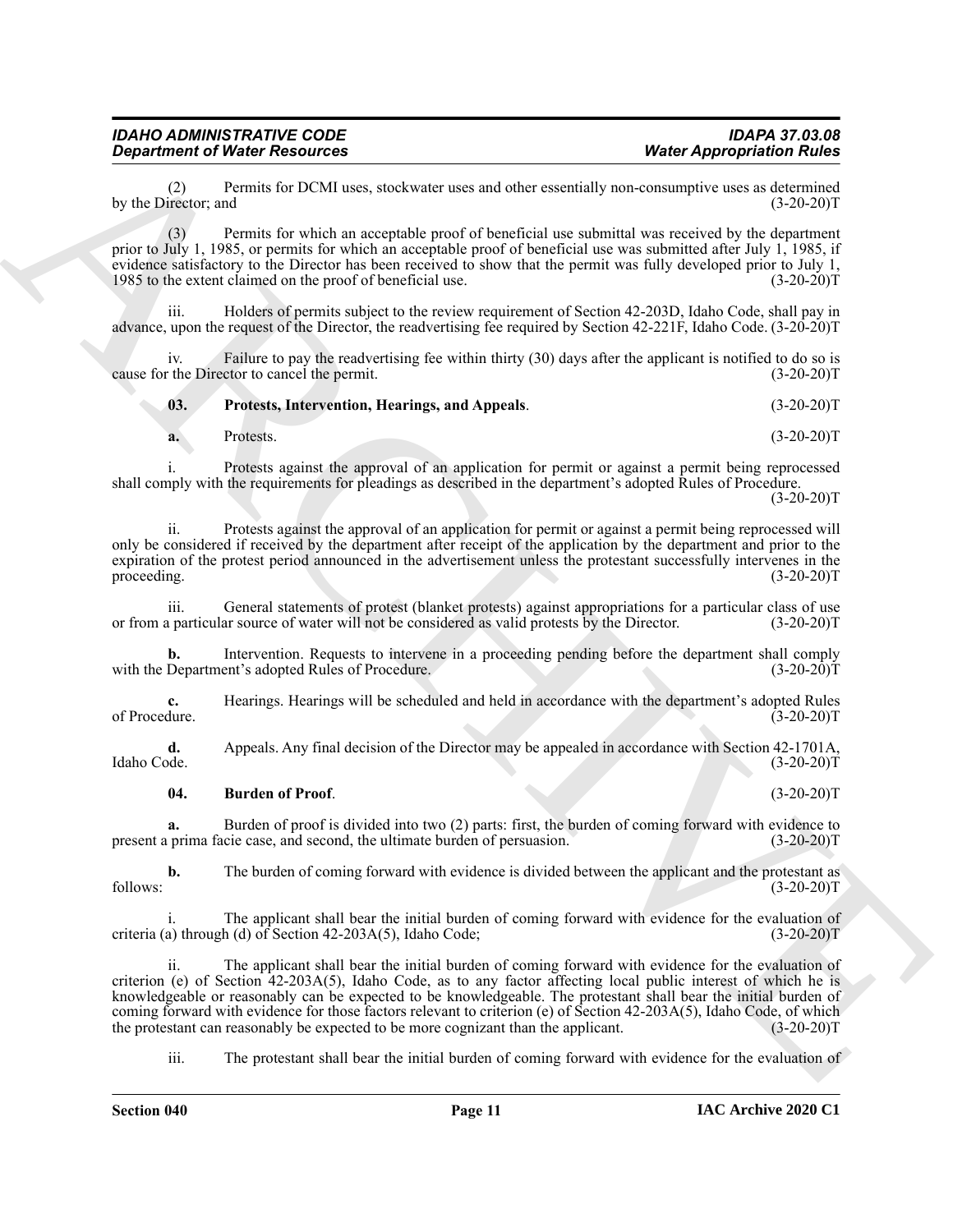(2) Permits for DCMI uses, stockwater uses and other essentially non-consumptive uses as determined by the Director; and (3-20-20)T

(3) Permits for which an acceptable proof of beneficial use submittal was received by the department prior to July 1, 1985, or permits for which an acceptable proof of beneficial use was submitted after July 1, 1985, if evidence satisfactory to the Director has been received to show that the permit was fully developed prior to July 1, 1985 to the extent claimed on the proof of beneficial use. (3-20-20)T

iii. Holders of permits subject to the review requirement of Section 42-203D, Idaho Code, shall pay in advance, upon the request of the Director, the readvertising fee required by Section 42-221F, Idaho Code. (3-20-20)T

iv. Failure to pay the readvertising fee within thirty (30) days after the applicant is notified to do so is cause for the Director to cancel the permit. (3-20-20)T

**03. Protests, Intervention, Hearings, and Appeals**. (3-20-20)T

**a.** Protests. (3-20-20)T

i. Protests against the approval of an application for permit or against a permit being reprocessed shall comply with the requirements for pleadings as described in the department's adopted Rules of Procedure. (3-20-20)T

ii. Protests against the approval of an application for permit or against a permit being reprocessed will only be considered if received by the department after receipt of the application by the department and prior to the expiration of the protest period announced in the advertisement unless the protestant successfully intervenes in the proceeding. (3-20-20)T

iii. General statements of protest (blanket protests) against appropriations for a particular class of use or from a particular source of water will not be considered as valid protests by the Director. (3-20-20)T

**b.** Intervention. Requests to intervene in a proceeding pending before the department shall comply with the Department's adopted Rules of Procedure. (3-20-20)T

**c.** Hearings. Hearings will be scheduled and held in accordance with the department's adopted Rules of Procedure. (3-20-20)T

**d.** Appeals. Any final decision of the Director may be appealed in accordance with Section 42-1701A, Idaho Code. (3-20-20)T

**04. Burden of Proof**. (3-20-20)T

**a.** Burden of proof is divided into two (2) parts: first, the burden of coming forward with evidence to present a prima facie case, and second, the ultimate burden of persuasion. (3-20-20)T

**b.** The burden of coming forward with evidence is divided between the applicant and the protestant as follows: (3-20-20)T

i. The applicant shall bear the initial burden of coming forward with evidence for the evaluation of criteria (a) through (d) of Section 42-203A(5), Idaho Code; (3-20-20)T

ii. The applicant shall bear the initial burden of coming forward with evidence for the evaluation of criterion (e) of Section 42-203A(5), Idaho Code, as to any factor affecting local public interest of which he is knowledgeable or reasonably can be expected to be knowledgeable. The protestant shall bear the initial burden of coming forward with evidence for those factors relevant to criterion (e) of Section 42-203A(5), Idaho Code, of which the protestant can reasonably be expected to be more cognizant than the applicant. (3-20-20)T

iii. The protestant shall bear the initial burden of coming forward with evidence for the evaluation of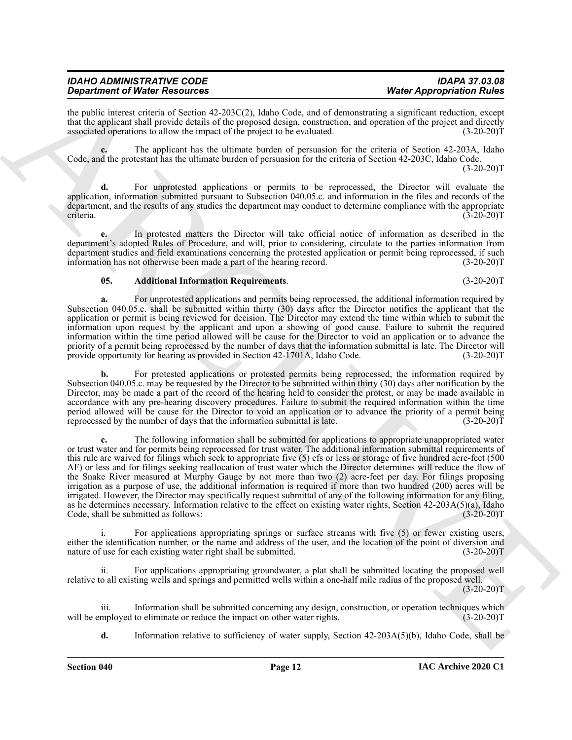the public interest criteria of Section 42-203C(2), Idaho Code, and of demonstrating a significant reduction, except that the applicant shall provide details of the proposed design, construction, and operation of the project and directly associated operations to allow the impact of the project to be evaluated. (3-20-20)T

**c.** The applicant has the ultimate burden of persuasion for the criteria of Section 42-203A, Idaho Code, and the protestant has the ultimate burden of persuasion for the criteria of Section 42-203C, Idaho Code. (3-20-20)T

**d.** For unprotested applications or permits to be reprocessed, the Director will evaluate the application, information submitted pursuant to Subsection 040.05.c. and information in the files and records of the department, and the results of any studies the department may conduct to determine compliance with the appropriate criteria. (3-20-20)T

**e.** In protested matters the Director will take official notice of information as described in the department's adopted Rules of Procedure, and will, prior to considering, circulate to the parties information from department studies and field examinations concerning the protested application or permit being reprocessed, if such information has not otherwise been made a part of the hearing record. (3-20-20)T

**05. Additional Information Requirements**. (3-20-20)T

**a.** For unprotested applications and permits being reprocessed, the additional information required by Subsection 040.05.c. shall be submitted within thirty (30) days after the Director notifies the applicant that the application or permit is being reviewed for decision. The Director may extend the time within which to submit the information upon request by the applicant and upon a showing of good cause. Failure to submit the required information within the time period allowed will be cause for the Director to void an application or to advance the priority of a permit being reprocessed by the number of days that the information submittal is late. The Director will provide opportunity for hearing as provided in Section 42-1701A, Idaho Code. (3-20-20)T

**b.** For protested applications or protested permits being reprocessed, the information required by Subsection 040.05.c. may be requested by the Director to be submitted within thirty (30) days after notification by the Director, may be made a part of the record of the hearing held to consider the protest, or may be made available in accordance with any pre-hearing discovery procedures. Failure to submit the required information within the time period allowed will be cause for the Director to void an application or to advance the priority of a permit being reprocessed by the number of days that the information submittal is late. (3-20-20)T

**c.** The following information shall be submitted for applications to appropriate unappropriated water or trust water and for permits being reprocessed for trust water. The additional information submittal requirements of this rule are waived for filings which seek to appropriate five (5) cfs or less or storage of five hundred acre-feet (500 AF) or less and for filings seeking reallocation of trust water which the Director determines will reduce the flow of the Snake River measured at Murphy Gauge by not more than two (2) acre-feet per day. For filings proposing irrigation as a purpose of use, the additional information is required if more than two hundred (200) acres will be irrigated. However, the Director may specifically request submittal of any of the following information for any filing, as he determines necessary. Information relative to the effect on existing water rights, Section 42-203A(5)(a), Idaho Code, shall be submitted as follows: (3-20-20)T

i. For applications appropriating springs or surface streams with five (5) or fewer existing users, either the identification number, or the name and address of the user, and the location of the point of diversion and nature of use for each existing water right shall be submitted. (3-20-20)T

ii. For applications appropriating groundwater, a plat shall be submitted locating the proposed well relative to all existing wells and springs and permitted wells within a one-half mile radius of the proposed well. (3-20-20)T

iii. Information shall be submitted concerning any design, construction, or operation techniques which will be employed to eliminate or reduce the impact on other water rights. (3-20-20)T

**d.** Information relative to sufficiency of water supply, Section 42-203A(5)(b), Idaho Code, shall be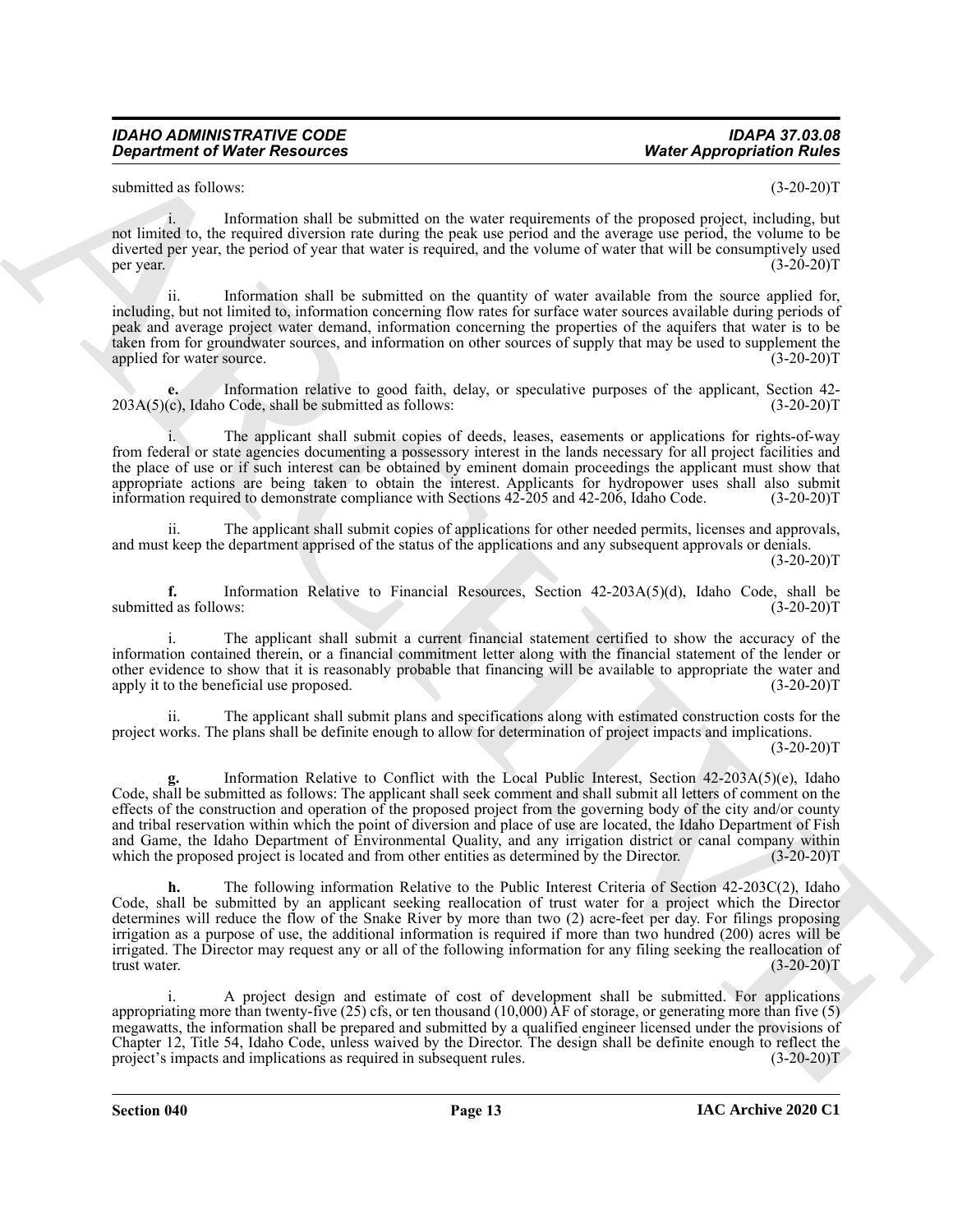submitted as follows: (3-20-20)T

i. Information shall be submitted on the water requirements of the proposed project, including, but not limited to, the required diversion rate during the peak use period and the average use period, the volume to be diverted per year, the period of year that water is required, and the volume of water that will be consumptively used per year. (3-20-20)T

ii. Information shall be submitted on the quantity of water available from the source applied for, including, but not limited to, information concerning flow rates for surface water sources available during periods of peak and average project water demand, information concerning the properties of the aquifers that water is to be taken from for groundwater sources, and information on other sources of supply that may be used to supplement the applied for water source. (3-20-20)T

**e.** Information relative to good faith, delay, or speculative purposes of the applicant, Section 42-203A(5)(c), Idaho Code, shall be submitted as follows: (3-20-20)T

i. The applicant shall submit copies of deeds, leases, easements or applications for rights-of-way from federal or state agencies documenting a possessory interest in the lands necessary for all project facilities and the place of use or if such interest can be obtained by eminent domain proceedings the applicant must show that appropriate actions are being taken to obtain the interest. Applicants for hydropower uses shall also submit information required to demonstrate compliance with Sections 42-205 and 42-206, Idaho Code. (3-20-20)T

ii. The applicant shall submit copies of applications for other needed permits, licenses and approvals, and must keep the department apprised of the status of the applications and any subsequent approvals or denials. (3-20-20)T

**f.** Information Relative to Financial Resources, Section 42-203A(5)(d), Idaho Code, shall be submitted as follows: (3-20-20)T

i. The applicant shall submit a current financial statement certified to show the accuracy of the information contained therein, or a financial commitment letter along with the financial statement of the lender or other evidence to show that it is reasonably probable that financing will be available to appropriate the water and apply it to the beneficial use proposed. (3-20-20)T

ii. The applicant shall submit plans and specifications along with estimated construction costs for the project works. The plans shall be definite enough to allow for determination of project impacts and implications. (3-20-20)T

**g.** Information Relative to Conflict with the Local Public Interest, Section 42-203A(5)(e), Idaho Code, shall be submitted as follows: The applicant shall seek comment and shall submit all letters of comment on the effects of the construction and operation of the proposed project from the governing body of the city and/or county and tribal reservation within which the point of diversion and place of use are located, the Idaho Department of Fish and Game, the Idaho Department of Environmental Quality, and any irrigation district or canal company within which the proposed project is located and from other entities as determined by the Director. (3-20-20)T

**h.** The following information Relative to the Public Interest Criteria of Section 42-203C(2), Idaho Code, shall be submitted by an applicant seeking reallocation of trust water for a project which the Director determines will reduce the flow of the Snake River by more than two (2) acre-feet per day. For filings proposing irrigation as a purpose of use, the additional information is required if more than two hundred (200) acres will be irrigated. The Director may request any or all of the following information for any filing seeking the reallocation of trust water. (3-20-20)T

i. A project design and estimate of cost of development shall be submitted. For applications appropriating more than twenty-five (25) cfs, or ten thousand (10,000) AF of storage, or generating more than five (5) megawatts, the information shall be prepared and submitted by a qualified engineer licensed under the provisions of Chapter 12, Title 54, Idaho Code, unless waived by the Director. The design shall be definite enough to reflect the project's impacts and implications as required in subsequent rules. (3-20-20)T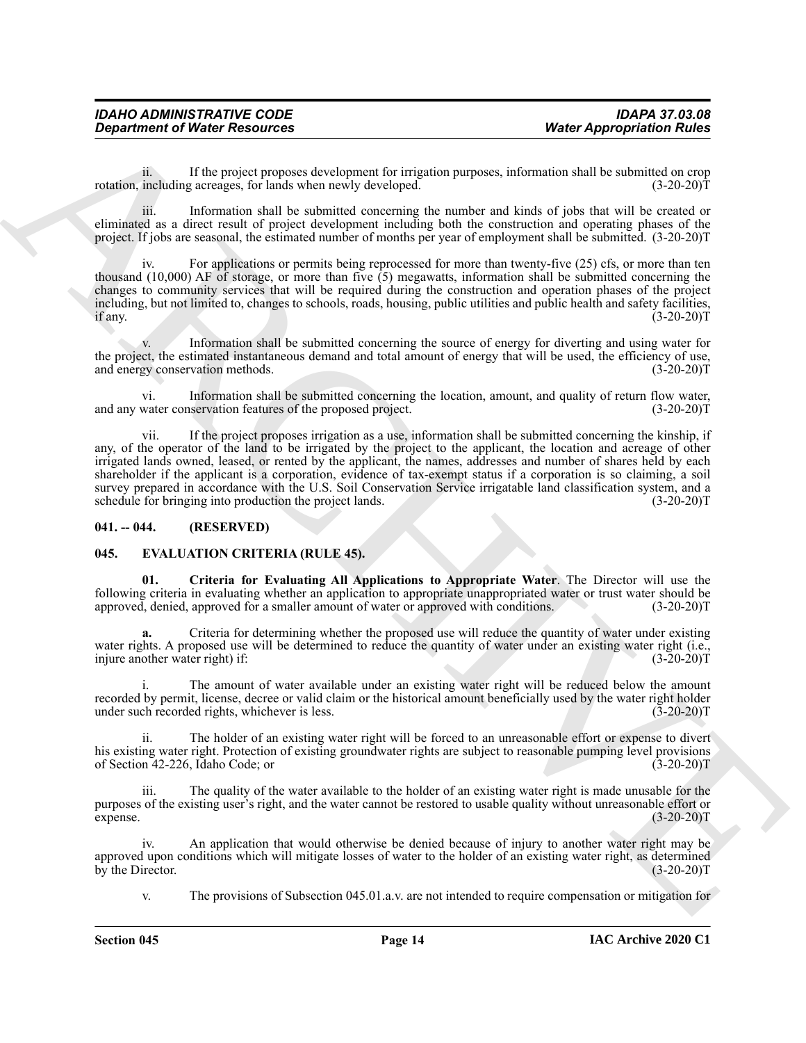ii. If the project proposes development for irrigation purposes, information shall be submitted on crop rotation, including acreages, for lands when newly developed. (3-20-20)T

iii. Information shall be submitted concerning the number and kinds of jobs that will be created or eliminated as a direct result of project development including both the construction and operating phases of the project. If jobs are seasonal, the estimated number of months per year of employment shall be submitted. (3-20-20)T

iv. For applications or permits being reprocessed for more than twenty-five (25) cfs, or more than ten thousand (10,000) AF of storage, or more than five (5) megawatts, information shall be submitted concerning the changes to community services that will be required during the construction and operation phases of the project including, but not limited to, changes to schools, roads, housing, public utilities and public health and safety facilities, if any. (3-20-20)T

v. Information shall be submitted concerning the source of energy for diverting and using water for the project, the estimated instantaneous demand and total amount of energy that will be used, the efficiency of use, and energy conservation methods. (3-20-20)T

vi. Information shall be submitted concerning the location, amount, and quality of return flow water, and any water conservation features of the proposed project. (3-20-20)T

vii. If the project proposes irrigation as a use, information shall be submitted concerning the kinship, if any, of the operator of the land to be irrigated by the project to the applicant, the location and acreage of other irrigated lands owned, leased, or rented by the applicant, the names, addresses and number of shares held by each shareholder if the applicant is a corporation, evidence of tax-exempt status if a corporation is so claiming, a soil survey prepared in accordance with the U.S. Soil Conservation Service irrigatable land classification system, and a schedule for bringing into production the project lands. (3-20-20)T

## 041. -- 044. (RESERVED)

## 045. EVALUATION CRITERIA (RULE 45).

**01. Criteria for Evaluating All Applications to Appropriate Water**. The Director will use the following criteria in evaluating whether an application to appropriate unappropriated water or trust water should be approved, denied, approved for a smaller amount of water or approved with conditions. (3-20-20)T

**a.** Criteria for determining whether the proposed use will reduce the quantity of water under existing water rights. A proposed use will be determined to reduce the quantity of water under an existing water right (i.e., injure another water right) if: (3-20-20)T

i. The amount of water available under an existing water right will be reduced below the amount recorded by permit, license, decree or valid claim or the historical amount beneficially used by the water right holder under such recorded rights, whichever is less. (3-20-20)T

ii. The holder of an existing water right will be forced to an unreasonable effort or expense to divert his existing water right. Protection of existing groundwater rights are subject to reasonable pumping level provisions of Section 42-226, Idaho Code; or (3-20-20)T

iii. The quality of the water available to the holder of an existing water right is made unusable for the purposes of the existing user's right, and the water cannot be restored to usable quality without unreasonable effort or expense. (3-20-20)T

iv. An application that would otherwise be denied because of injury to another water right may be approved upon conditions which will mitigate losses of water to the holder of an existing water right, as determined by the Director. (3-20-20)T

v. The provisions of Subsection 045.01.a.v. are not intended to require compensation or mitigation for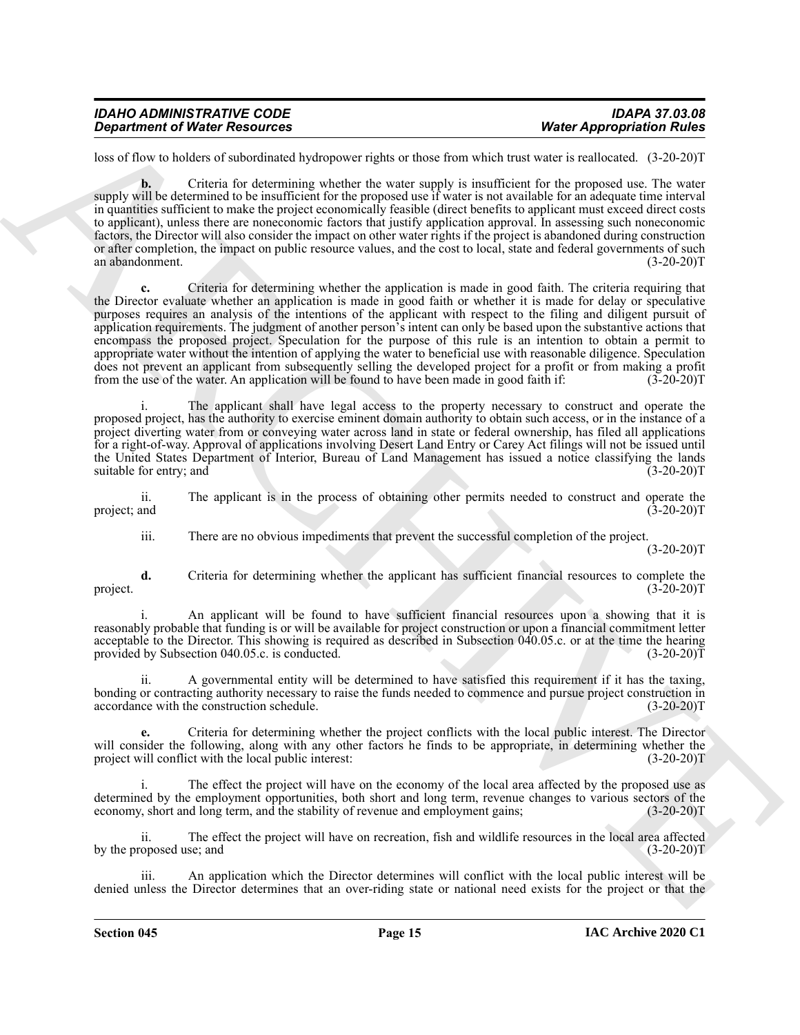loss of flow to holders of subordinated hydropower rights or those from which trust water is reallocated. (3-20-20)T

**b.** Criteria for determining whether the water supply is insufficient for the proposed use. The water supply will be determined to be insufficient for the proposed use if water is not available for an adequate time interval in quantities sufficient to make the project economically feasible (direct benefits to applicant must exceed direct costs to applicant), unless there are noneconomic factors that justify application approval. In assessing such noneconomic factors, the Director will also consider the impact on other water rights if the project is abandoned during construction or after completion, the impact on public resource values, and the cost to local, state and federal governments of such an abandonment. (3-20-20)T

**c.** Criteria for determining whether the application is made in good faith. The criteria requiring that the Director evaluate whether an application is made in good faith or whether it is made for delay or speculative purposes requires an analysis of the intentions of the applicant with respect to the filing and diligent pursuit of application requirements. The judgment of another person's intent can only be based upon the substantive actions that encompass the proposed project. Speculation for the purpose of this rule is an intention to obtain a permit to appropriate water without the intention of applying the water to beneficial use with reasonable diligence. Speculation does not prevent an applicant from subsequently selling the developed project for a profit or from making a profit from the use of the water. An application will be found to have been made in good faith if: (3-20-20)T

i. The applicant shall have legal access to the property necessary to construct and operate the proposed project, has the authority to exercise eminent domain authority to obtain such access, or in the instance of a project diverting water from or conveying water across land in state or federal ownership, has filed all applications for a right-of-way. Approval of applications involving Desert Land Entry or Carey Act filings will not be issued until the United States Department of Interior, Bureau of Land Management has issued a notice classifying the lands suitable for entry; and (3-20-20)T

ii. The applicant is in the process of obtaining other permits needed to construct and operate the project; and (3-20-20)T

iii. There are no obvious impediments that prevent the successful completion of the project. (3-20-20)T

**d.** Criteria for determining whether the applicant has sufficient financial resources to complete the project. (3-20-20)T

i. An applicant will be found to have sufficient financial resources upon a showing that it is reasonably probable that funding is or will be available for project construction or upon a financial commitment letter acceptable to the Director. This showing is required as described in Subsection 040.05.c. or at the time the hearing provided by Subsection 040.05.c. is conducted. (3-20-20)T

ii. A governmental entity will be determined to have satisfied this requirement if it has the taxing, bonding or contracting authority necessary to raise the funds needed to commence and pursue project construction in accordance with the construction schedule. (3-20-20)T

**e.** Criteria for determining whether the project conflicts with the local public interest. The Director will consider the following, along with any other factors he finds to be appropriate, in determining whether the project will conflict with the local public interest: (3-20-20)T

i. The effect the project will have on the economy of the local area affected by the proposed use as determined by the employment opportunities, both short and long term, revenue changes to various sectors of the economy, short and long term, and the stability of revenue and employment gains; (3-20-20)T

ii. The effect the project will have on recreation, fish and wildlife resources in the local area affected by the proposed use; and (3-20-20)T

iii. An application which the Director determines will conflict with the local public interest will be denied unless the Director determines that an over-riding state or national need exists for the project or that the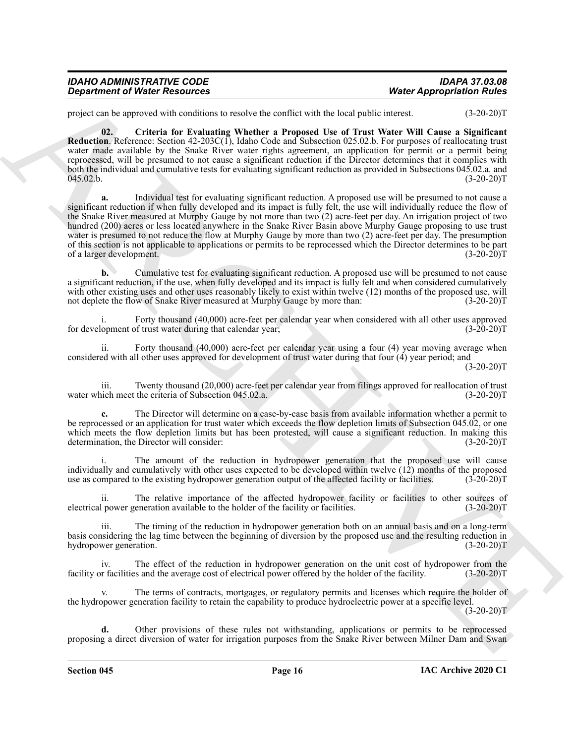project can be approved with conditions to resolve the conflict with the local public interest. (3-20-20)T

**02. Criteria for Evaluating Whether a Proposed Use of Trust Water Will Cause a Significant Reduction**. Reference: Section 42-203C(1), Idaho Code and Subsection 025.02.b. For purposes of reallocating trust water made available by the Snake River water rights agreement, an application for permit or a permit being reprocessed, will be presumed to not cause a significant reduction if the Director determines that it complies with both the individual and cumulative tests for evaluating significant reduction as provided in Subsections 045.02.a. and 045.02.b. (3-20-20)T

**a.** Individual test for evaluating significant reduction. A proposed use will be presumed to not cause a significant reduction if when fully developed and its impact is fully felt, the use will individually reduce the flow of the Snake River measured at Murphy Gauge by not more than two (2) acre-feet per day. An irrigation project of two hundred (200) acres or less located anywhere in the Snake River Basin above Murphy Gauge proposing to use trust water is presumed to not reduce the flow at Murphy Gauge by more than two (2) acre-feet per day. The presumption of this section is not applicable to applications or permits to be reprocessed which the Director determines to be part of a larger development. (3-20-20)T

**b.** Cumulative test for evaluating significant reduction. A proposed use will be presumed to not cause a significant reduction, if the use, when fully developed and its impact is fully felt and when considered cumulatively with other existing uses and other uses reasonably likely to exist within twelve (12) months of the proposed use, will not deplete the flow of Snake River measured at Murphy Gauge by more than: (3-20-20)T

i. Forty thousand (40,000) acre-feet per calendar year when considered with all other uses approved for development of trust water during that calendar year; (3-20-20)T

ii. Forty thousand (40,000) acre-feet per calendar year using a four (4) year moving average when considered with all other uses approved for development of trust water during that four (4) year period; and (3-20-20)T

iii. Twenty thousand (20,000) acre-feet per calendar year from filings approved for reallocation of trust water which meet the criteria of Subsection 045.02.a. (3-20-20)T

**c.** The Director will determine on a case-by-case basis from available information whether a permit to be reprocessed or an application for trust water which exceeds the flow depletion limits of Subsection 045.02, or one which meets the flow depletion limits but has been protested, will cause a significant reduction. In making this determination, the Director will consider: (3-20-20)T

i. The amount of the reduction in hydropower generation that the proposed use will cause individually and cumulatively with other uses expected to be developed within twelve (12) months of the proposed use as compared to the existing hydropower generation output of the affected facility or facilities. (3-20-20)T

ii. The relative importance of the affected hydropower facility or facilities to other sources of electrical power generation available to the holder of the facility or facilities. (3-20-20)T

iii. The timing of the reduction in hydropower generation both on an annual basis and on a long-term basis considering the lag time between the beginning of diversion by the proposed use and the resulting reduction in hydropower generation. (3-20-20)T

iv. The effect of the reduction in hydropower generation on the unit cost of hydropower from the facility or facilities and the average cost of electrical power offered by the holder of the facility. (3-20-20)T

v. The terms of contracts, mortgages, or regulatory permits and licenses which require the holder of the hydropower generation facility to retain the capability to produce hydroelectric power at a specific level. (3-20-20)T

**d.** Other provisions of these rules not withstanding, applications or permits to be reprocessed proposing a direct diversion of water for irrigation purposes from the Snake River between Milner Dam and Swan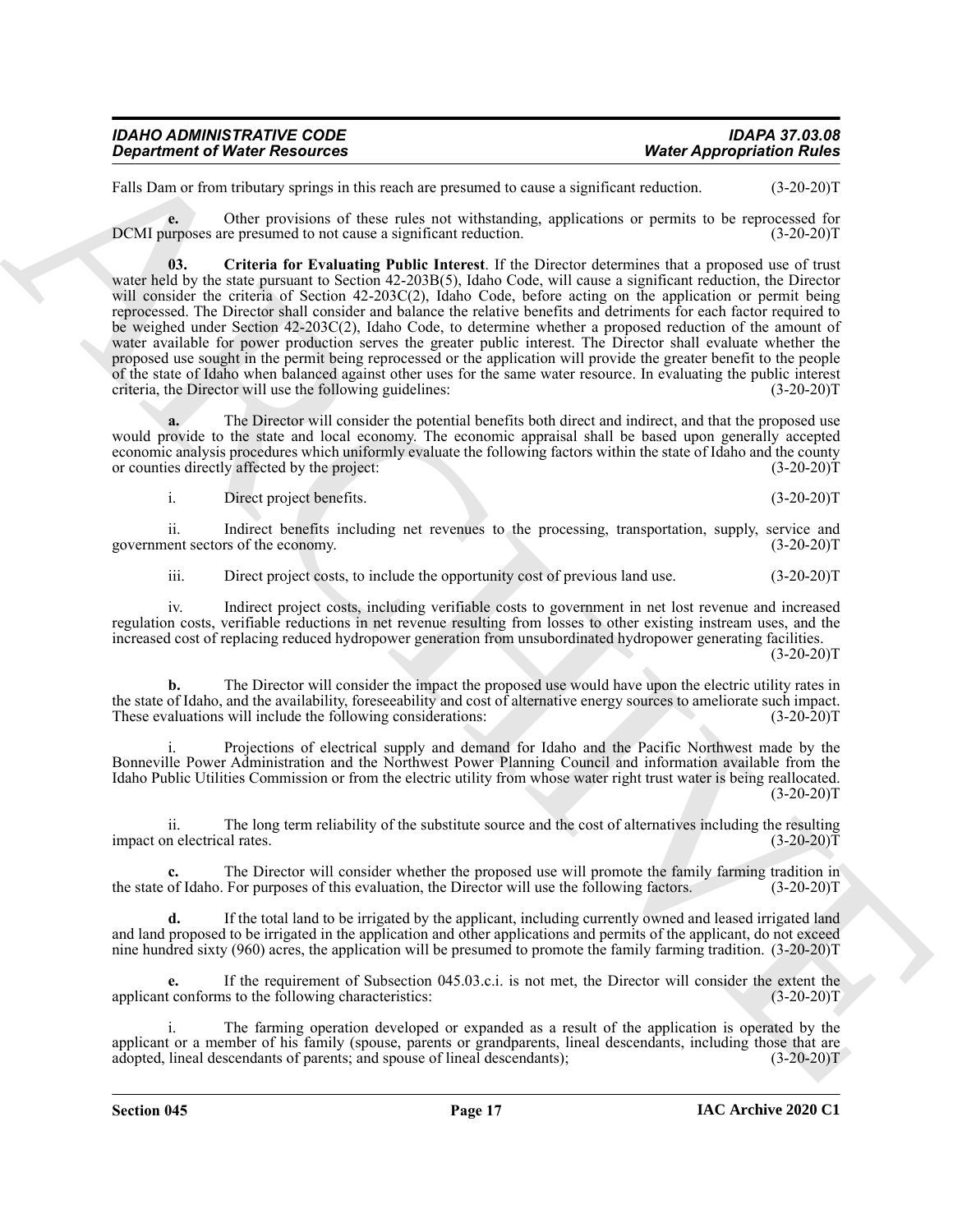Falls Dam or from tributary springs in this reach are presumed to cause a significant reduction. (3-20-20)T

**e.** Other provisions of these rules not withstanding, applications or permits to be reprocessed for DCMI purposes are presumed to not cause a significant reduction. (3-20-20)T

**03. Criteria for Evaluating Public Interest**. If the Director determines that a proposed use of trust water held by the state pursuant to Section 42-203B(5), Idaho Code, will cause a significant reduction, the Director will consider the criteria of Section 42-203C(2), Idaho Code, before acting on the application or permit being reprocessed. The Director shall consider and balance the relative benefits and detriments for each factor required to be weighed under Section 42-203C(2), Idaho Code, to determine whether a proposed reduction of the amount of water available for power production serves the greater public interest. The Director shall evaluate whether the proposed use sought in the permit being reprocessed or the application will provide the greater benefit to the people of the state of Idaho when balanced against other uses for the same water resource. In evaluating the public interest criteria, the Director will use the following guidelines: (3-20-20)T

**a.** The Director will consider the potential benefits both direct and indirect, and that the proposed use would provide to the state and local economy. The economic appraisal shall be based upon generally accepted economic analysis procedures which uniformly evaluate the following factors within the state of Idaho and the county or counties directly affected by the project: (3-20-20)T

i. Direct project benefits. (3-20-20)T

ii. Indirect benefits including net revenues to the processing, transportation, supply, service and government sectors of the economy. (3-20-20)T

iii. Direct project costs, to include the opportunity cost of previous land use. (3-20-20)T

iv. Indirect project costs, including verifiable costs to government in net lost revenue and increased regulation costs, verifiable reductions in net revenue resulting from losses to other existing instream uses, and the increased cost of replacing reduced hydropower generation from unsubordinated hydropower generating facilities. (3-20-20)T

**b.** The Director will consider the impact the proposed use would have upon the electric utility rates in the state of Idaho, and the availability, foreseeability and cost of alternative energy sources to ameliorate such impact. These evaluations will include the following considerations: (3-20-20)T

i. Projections of electrical supply and demand for Idaho and the Pacific Northwest made by the Bonneville Power Administration and the Northwest Power Planning Council and information available from the Idaho Public Utilities Commission or from the electric utility from whose water right trust water is being reallocated. (3-20-20)T

ii. The long term reliability of the substitute source and the cost of alternatives including the resulting impact on electrical rates. (3-20-20)T

**c.** The Director will consider whether the proposed use will promote the family farming tradition in the state of Idaho. For purposes of this evaluation, the Director will use the following factors. (3-20-20)T

**d.** If the total land to be irrigated by the applicant, including currently owned and leased irrigated land and land proposed to be irrigated in the application and other applications and permits of the applicant, do not exceed nine hundred sixty (960) acres, the application will be presumed to promote the family farming tradition. (3-20-20)T

**e.** If the requirement of Subsection 045.03.c.i. is not met, the Director will consider the extent the applicant conforms to the following characteristics: (3-20-20)T

i. The farming operation developed or expanded as a result of the application is operated by the applicant or a member of his family (spouse, parents or grandparents, lineal descendants, including those that are adopted, lineal descendants of parents; and spouse of lineal descendants); (3-20-20)T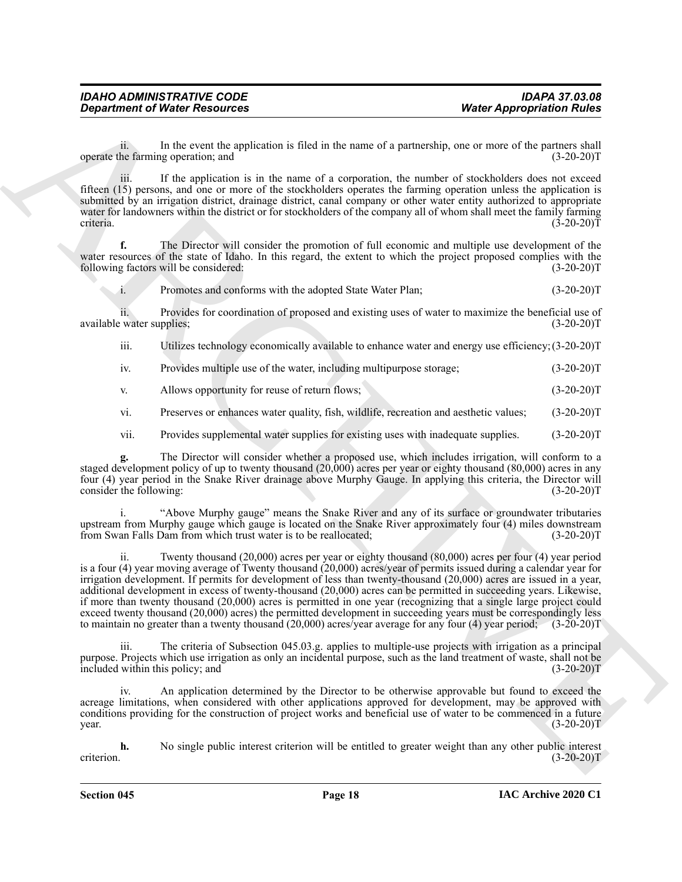ii. In the event the application is filed in the name of a partnership, one or more of the partners shall operate the farming operation; and (3-20-20)T

iii. If the application is in the name of a corporation, the number of stockholders does not exceed fifteen (15) persons, and one or more of the stockholders operates the farming operation unless the application is submitted by an irrigation district, drainage district, canal company or other water entity authorized to appropriate water for landowners within the district or for stockholders of the company all of whom shall meet the family farming criteria. (3-20-20)T

**f.** The Director will consider the promotion of full economic and multiple use development of the water resources of the state of Idaho. In this regard, the extent to which the project proposed complies with the following factors will be considered: (3-20-20)T

i. Promotes and conforms with the adopted State Water Plan; (3-20-20)T

ii. Provides for coordination of proposed and existing uses of water to maximize the beneficial use of available water supplies; (3-20-20)T

iii. Utilizes technology economically available to enhance water and energy use efficiency; (3-20-20)T

iv. Provides multiple use of the water, including multipurpose storage; (3-20-20)T

v. Allows opportunity for reuse of return flows; (3-20-20)T

vi. Preserves or enhances water quality, fish, wildlife, recreation and aesthetic values; (3-20-20)T

vii. Provides supplemental water supplies for existing uses with inadequate supplies. (3-20-20)T

**g.** The Director will consider whether a proposed use, which includes irrigation, will conform to a staged development policy of up to twenty thousand (20,000) acres per year or eighty thousand (80,000) acres in any four (4) year period in the Snake River drainage above Murphy Gauge. In applying this criteria, the Director will consider the following: (3-20-20)T

i. "Above Murphy gauge" means the Snake River and any of its surface or groundwater tributaries upstream from Murphy gauge which gauge is located on the Snake River approximately four (4) miles downstream from Swan Falls Dam from which trust water is to be reallocated; (3-20-20)T

ii. Twenty thousand (20,000) acres per year or eighty thousand (80,000) acres per four (4) year period is a four (4) year moving average of Twenty thousand (20,000) acres/year of permits issued during a calendar year for irrigation development. If permits for development of less than twenty-thousand (20,000) acres are issued in a year, additional development in excess of twenty-thousand (20,000) acres can be permitted in succeeding years. Likewise, if more than twenty thousand (20,000) acres is permitted in one year (recognizing that a single large project could exceed twenty thousand (20,000) acres) the permitted development in succeeding years must be correspondingly less to maintain no greater than a twenty thousand (20,000) acres/year average for any four (4) year period; (3-20-20)T

iii. The criteria of Subsection 045.03.g. applies to multiple-use projects with irrigation as a principal purpose. Projects which use irrigation as only an incidental purpose, such as the land treatment of waste, shall not be included within this policy; and (3-20-20)T

iv. An application determined by the Director to be otherwise approvable but found to exceed the acreage limitations, when considered with other applications approved for development, may be approved with conditions providing for the construction of project works and beneficial use of water to be commenced in a future year. (3-20-20)T

**h.** No single public interest criterion will be entitled to greater weight than any other public interest criterion. (3-20-20)T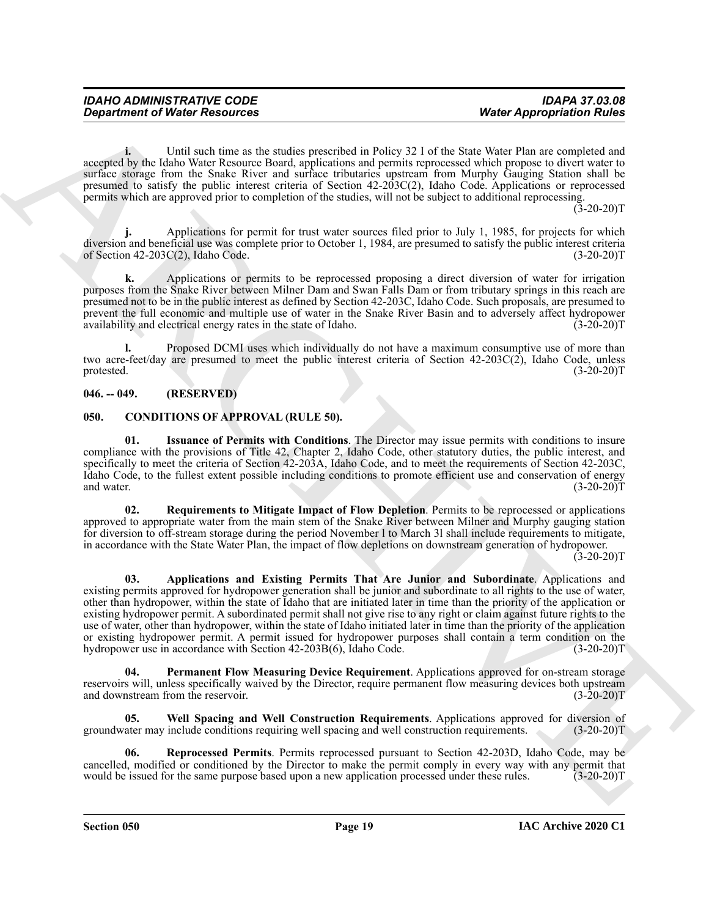**i.** Until such time as the studies prescribed in Policy 32 I of the State Water Plan are completed and accepted by the Idaho Water Resource Board, applications and permits reprocessed which propose to divert water to surface storage from the Snake River and surface tributaries upstream from Murphy Gauging Station shall be presumed to satisfy the public interest criteria of Section 42-203C(2), Idaho Code. Applications or reprocessed permits which are approved prior to completion of the studies, will not be subject to additional reprocessing. (3-20-20)T

**j.** Applications for permit for trust water sources filed prior to July 1, 1985, for projects for which diversion and beneficial use was complete prior to October 1, 1984, are presumed to satisfy the public interest criteria of Section 42-203C(2), Idaho Code. (3-20-20)T

**k.** Applications or permits to be reprocessed proposing a direct diversion of water for irrigation purposes from the Snake River between Milner Dam and Swan Falls Dam or from tributary springs in this reach are presumed not to be in the public interest as defined by Section 42-203C, Idaho Code. Such proposals, are presumed to prevent the full economic and multiple use of water in the Snake River Basin and to adversely affect hydropower availability and electrical energy rates in the state of Idaho. (3-20-20)T

**l.** Proposed DCMI uses which individually do not have a maximum consumptive use of more than two acre-feet/day are presumed to meet the public interest criteria of Section 42-203C(2), Idaho Code, unless protested. (3-20-20)T

## 046. -- 049. (RESERVED)

## 050. CONDITIONS OF APPROVAL (RULE 50).

**01. Issuance of Permits with Conditions**. The Director may issue permits with conditions to insure compliance with the provisions of Title 42, Chapter 2, Idaho Code, other statutory duties, the public interest, and specifically to meet the criteria of Section 42-203A, Idaho Code, and to meet the requirements of Section 42-203C, Idaho Code, to the fullest extent possible including conditions to promote efficient use and conservation of energy and water. (3-20-20)T

**02. Requirements to Mitigate Impact of Flow Depletion**. Permits to be reprocessed or applications approved to appropriate water from the main stem of the Snake River between Milner and Murphy gauging station for diversion to off-stream storage during the period November l to March 3l shall include requirements to mitigate, in accordance with the State Water Plan, the impact of flow depletions on downstream generation of hydropower. (3-20-20)T

**03. Applications and Existing Permits That Are Junior and Subordinate**. Applications and existing permits approved for hydropower generation shall be junior and subordinate to all rights to the use of water, other than hydropower, within the state of Idaho that are initiated later in time than the priority of the application or existing hydropower permit. A subordinated permit shall not give rise to any right or claim against future rights to the use of water, other than hydropower, within the state of Idaho initiated later in time than the priority of the application or existing hydropower permit. A permit issued for hydropower purposes shall contain a term condition on the hydropower use in accordance with Section 42-203B(6), Idaho Code. (3-20-20)T

**04. Permanent Flow Measuring Device Requirement**. Applications approved for on-stream storage reservoirs will, unless specifically waived by the Director, require permanent flow measuring devices both upstream and downstream from the reservoir. (3-20-20)T

**05. Well Spacing and Well Construction Requirements**. Applications approved for diversion of groundwater may include conditions requiring well spacing and well construction requirements. (3-20-20)T

**06. Reprocessed Permits**. Permits reprocessed pursuant to Section 42-203D, Idaho Code, may be cancelled, modified or conditioned by the Director to make the permit comply in every way with any permit that would be issued for the same purpose based upon a new application processed under these rules. (3-20-20)T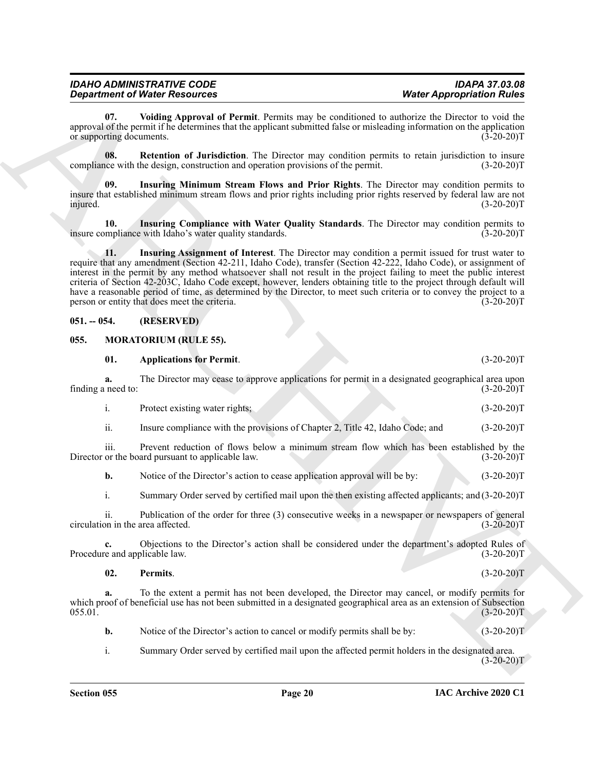**07. Voiding Approval of Permit**. Permits may be conditioned to authorize the Director to void the approval of the permit if he determines that the applicant submitted false or misleading information on the application or supporting documents. (3-20-20)T

**08. Retention of Jurisdiction**. The Director may condition permits to retain jurisdiction to insure compliance with the design, construction and operation provisions of the permit. (3-20-20)T

**09. Insuring Minimum Stream Flows and Prior Rights**. The Director may condition permits to insure that established minimum stream flows and prior rights including prior rights reserved by federal law are not injured. (3-20-20)T

**10. Insuring Compliance with Water Quality Standards**. The Director may condition permits to insure compliance with Idaho's water quality standards. (3-20-20)T

**11. Insuring Assignment of Interest**. The Director may condition a permit issued for trust water to require that any amendment (Section 42-211, Idaho Code), transfer (Section 42-222, Idaho Code), or assignment of interest in the permit by any method whatsoever shall not result in the project failing to meet the public interest criteria of Section 42-203C, Idaho Code except, however, lenders obtaining title to the project through default will have a reasonable period of time, as determined by the Director, to meet such criteria or to convey the project to a person or entity that does meet the criteria. (3-20-20)T

## 051. -- 054. (RESERVED)

## 055. MORATORIUM (RULE 55).

**01. Applications for Permit**. (3-20-20)T

**a.** The Director may cease to approve applications for permit in a designated geographical area upon finding a need to: (3-20-20)T

i. Protect existing water rights; (3-20-20)T

ii. Insure compliance with the provisions of Chapter 2, Title 42, Idaho Code; and (3-20-20)T

iii. Prevent reduction of flows below a minimum stream flow which has been established by the Director or the board pursuant to applicable law. (3-20-20)T

**b.** Notice of the Director's action to cease application approval will be by: (3-20-20)T

i. Summary Order served by certified mail upon the then existing affected applicants; and (3-20-20)T

ii. Publication of the order for three (3) consecutive weeks in a newspaper or newspapers of general circulation in the area affected. (3-20-20)T

**c.** Objections to the Director's action shall be considered under the department's adopted Rules of Procedure and applicable law. (3-20-20)T

**02. Permits**. (3-20-20)T

**a.** To the extent a permit has not been developed, the Director may cancel, or modify permits for which proof of beneficial use has not been submitted in a designated geographical area as an extension of Subsection 055.01. (3-20-20)T

**b.** Notice of the Director's action to cancel or modify permits shall be by: (3-20-20)T

i. Summary Order served by certified mail upon the affected permit holders in the designated area. (3-20-20)T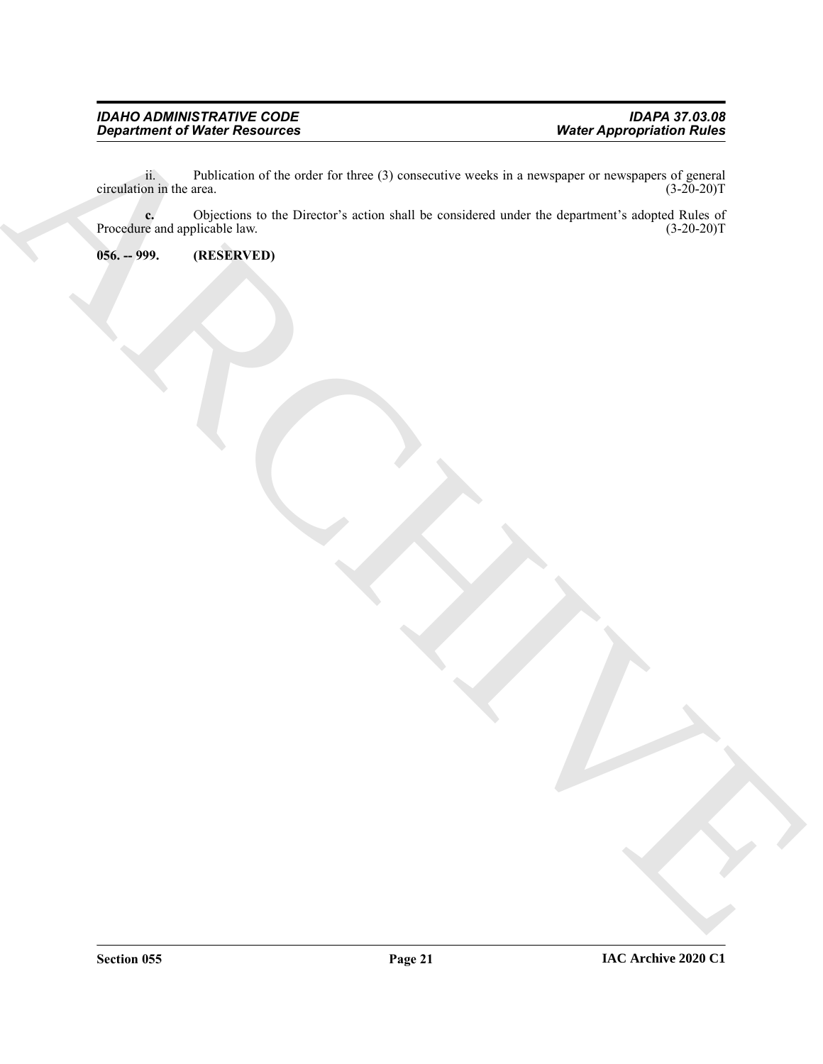ii. Publication of the order for three (3) consecutive weeks in a newspaper or newspapers of general circulation in the area. (3-20-20)T

**c.** Objections to the Director's action shall be considered under the department's adopted Rules of Procedure and applicable law. (3-20-20)T

**056. -- 999. (RESERVED)**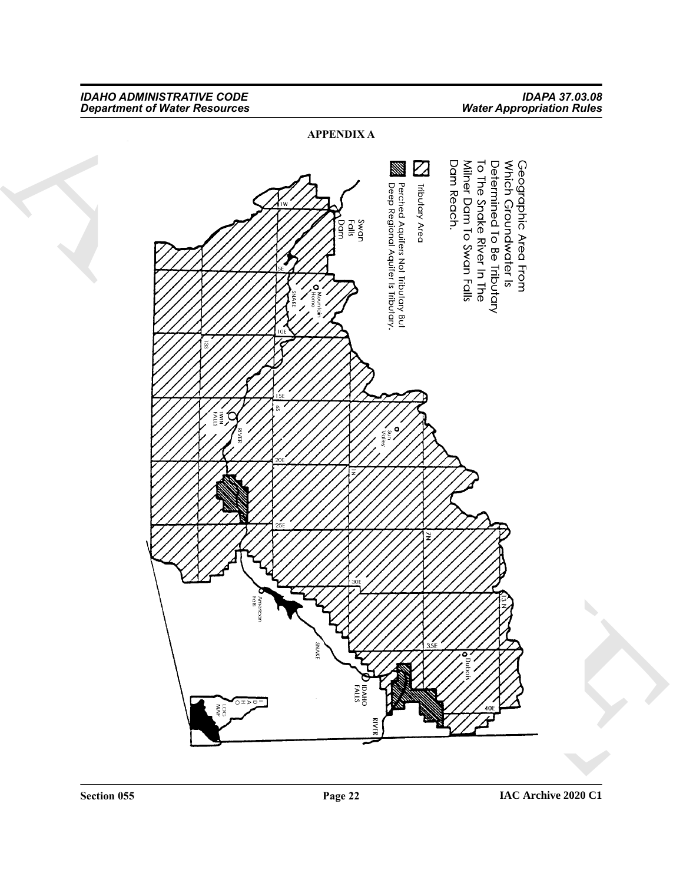**APPENDIX A**

Geographic Area From Which Groundwater Is Determined To Be Tributary To The Snake River In The Milner Dam To Swan Falls Dam Reach.

Tributary Area

Perched Aquifers Not Tributary But Deep Regional Aquifer Is Tributary.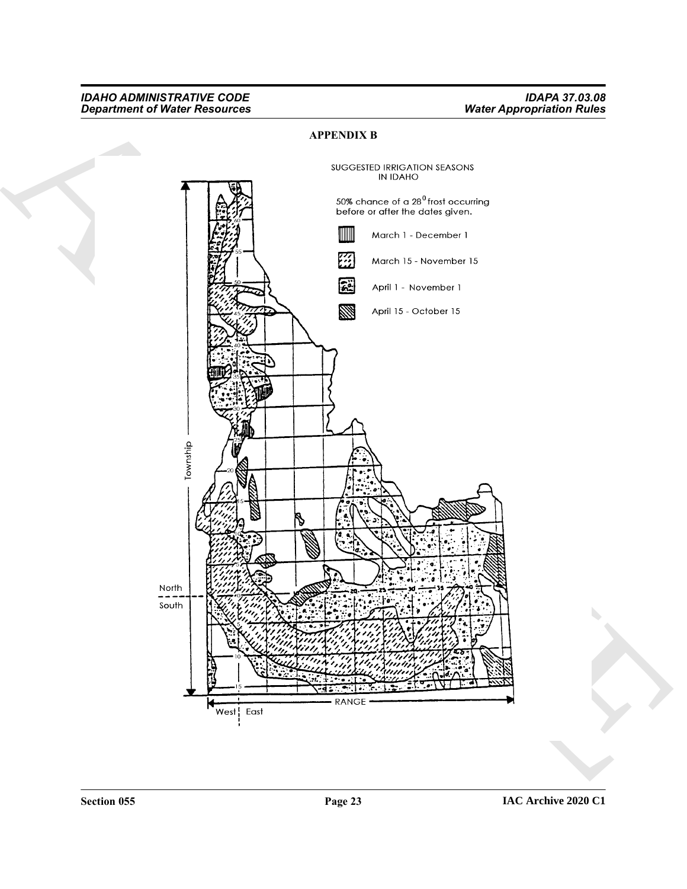## APPENDIX B

SUGGESTED IRRIGATION SEASONS IN IDAHO

50% chance of a 28° frost occurring before or after the dates given.

March 1 - December 1

March 15 - November 15

April 1 - November 1

April 15 - October 15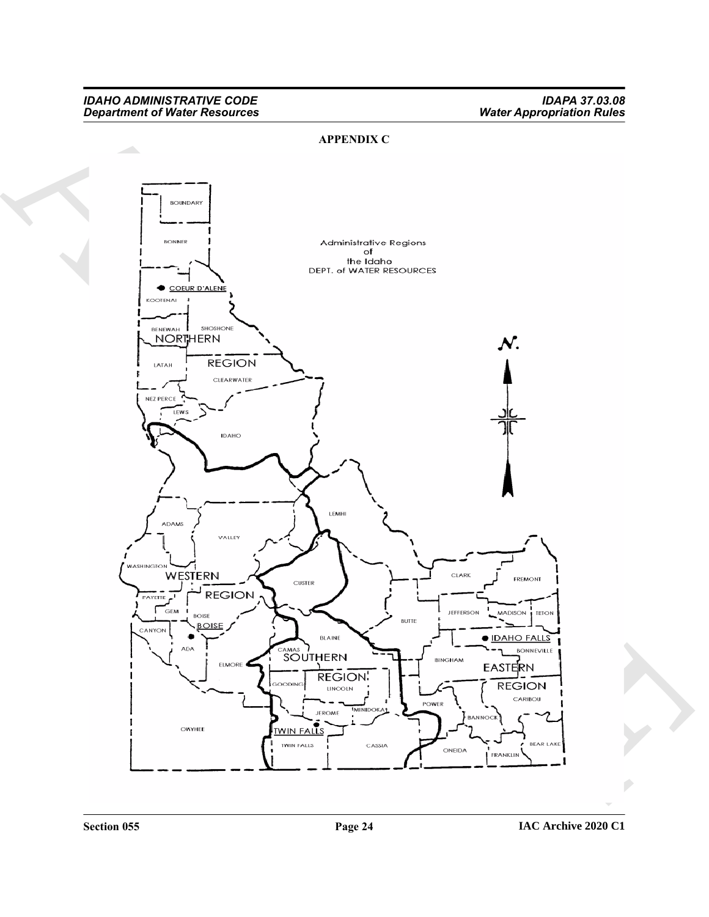## APPENDIX C

Administrative Regions of the Idaho DEPT. of WATER RESOURCES

NORTHERN REGION: BOUNDARY, BONNER, KOOTENAI, BENEWAH, SHOSHONE, LATAH, CLEARWATER, NEZ PERCE, LEWIS, IDAHO (COEUR D'ALENE)

WESTERN REGION: ADAMS, VALLEY, WASHINGTON, PAYETTE, GEM, BOISE, CANYON, ADA, ELMORE, OWYHEE (BOISE)

SOUTHERN REGION: CUSTER, BLAINE, CAMAS, GOODING, LINCOLN, JEROME, MINIDOKA, TWIN FALLS, CASSIA (TWIN FALLS)

EASTERN REGION: LEMHI, CLARK, FREMONT, BUTTE, JEFFERSON, MADISON, TETON, BONNEVILLE, BINGHAM, CARIBOU, POWER, BANNOCK, ONEIDA, FRANKLIN, BEAR LAKE (IDAHO FALLS)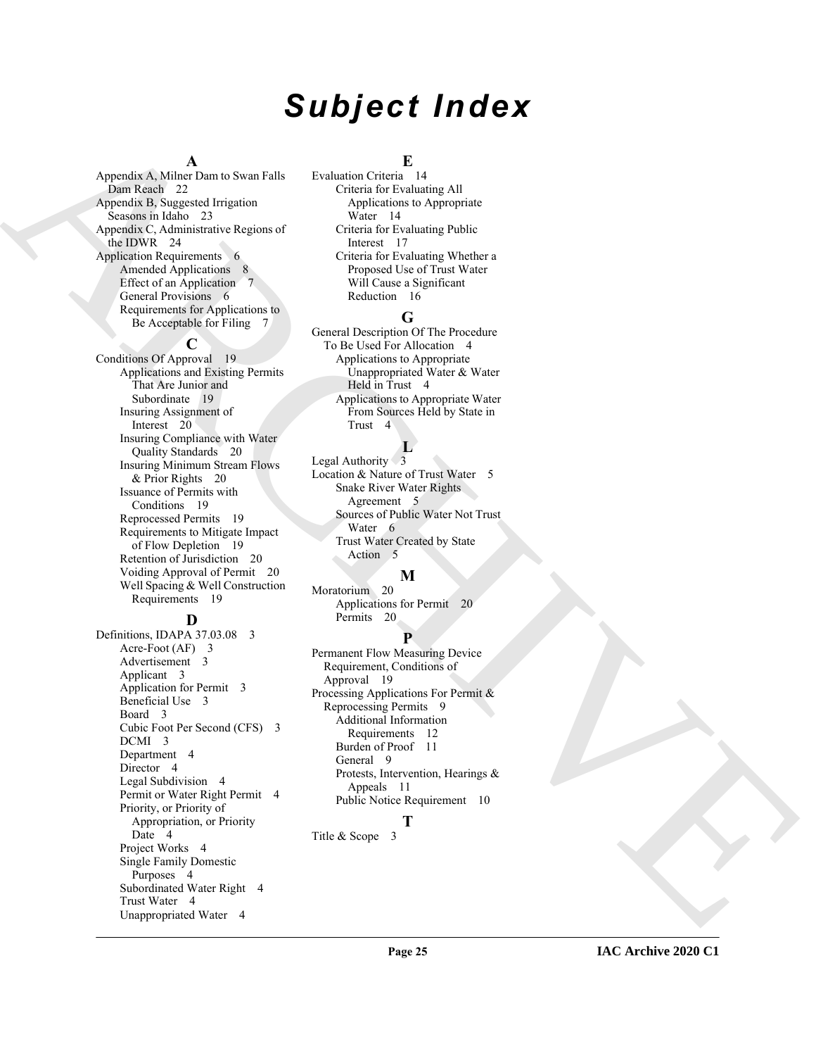# Subject Index

**A**

Appendix A, Milner Dam to Swan Falls Dam Reach 22
Appendix B, Suggested Irrigation Seasons in Idaho 23
Appendix C, Administrative Regions of the IDWR 24
Application Requirements 6
- Amended Applications 8
- Effect of an Application 7
- General Provisions 6
- Requirements for Applications to Be Acceptable for Filing 7

**C**

Conditions Of Approval 19
- Applications and Existing Permits That Are Junior and Subordinate 19
- Insuring Assignment of Interest 20
- Insuring Compliance with Water Quality Standards 20
- Insuring Minimum Stream Flows & Prior Rights 20
- Issuance of Permits with Conditions 19
- Reprocessed Permits 19
- Requirements to Mitigate Impact of Flow Depletion 19
- Retention of Jurisdiction 20
- Voiding Approval of Permit 20
- Well Spacing & Well Construction Requirements 19

**D**

Definitions, IDAPA 37.03.08 3
- Acre-Foot (AF) 3
- Advertisement 3
- Applicant 3
- Application for Permit 3
- Beneficial Use 3
- Board 3
- Cubic Foot Per Second (CFS) 3
- DCMI 3
- Department 4
- Director 4
- Legal Subdivision 4
- Permit or Water Right Permit 4
- Priority, or Priority of Appropriation, or Priority Date 4
- Project Works 4
- Single Family Domestic Purposes 4
- Subordinated Water Right 4
- Trust Water 4
- Unappropriated Water 4

**E**

Evaluation Criteria 14
- Criteria for Evaluating All Applications to Appropriate Water 14
- Criteria for Evaluating Public Interest 17
- Criteria for Evaluating Whether a Proposed Use of Trust Water Will Cause a Significant Reduction 16

**G**

General Description Of The Procedure To Be Used For Allocation 4
- Applications to Appropriate Unappropriated Water & Water Held in Trust 4
- Applications to Appropriate Water From Sources Held by State in Trust 4

**L**

Legal Authority 3
Location & Nature of Trust Water 5
- Snake River Water Rights Agreement 5
- Sources of Public Water Not Trust Water 6
- Trust Water Created by State Action 5

**M**

Moratorium 20
- Applications for Permit 20
- Permits 20

**P**

Permanent Flow Measuring Device Requirement, Conditions of Approval 19
Processing Applications For Permit & Reprocessing Permits 9
- Additional Information Requirements 12
- Burden of Proof 11
- General 9
- Protests, Intervention, Hearings & Appeals 11
- Public Notice Requirement 10

**T**

Title & Scope 3